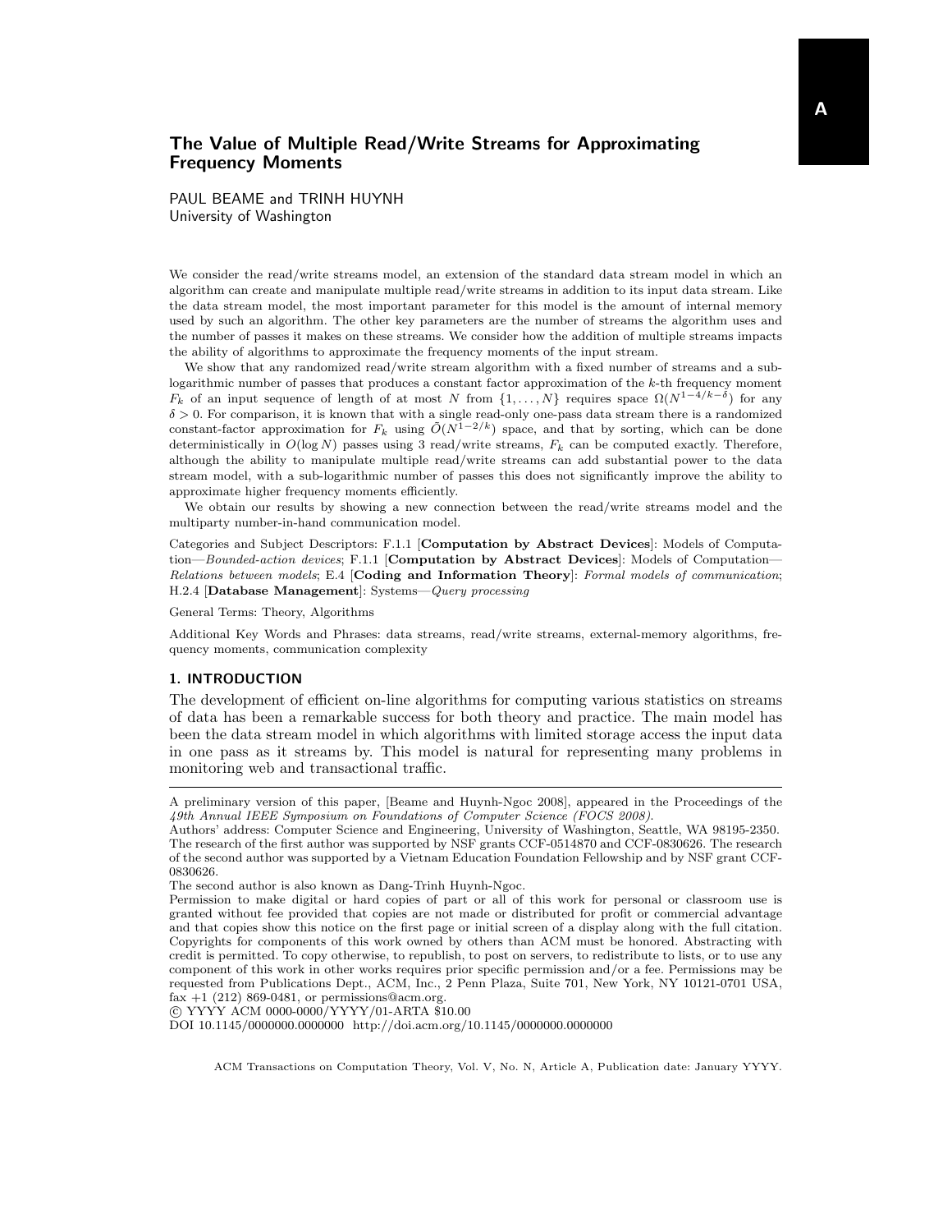# The Value of Multiple Read/Write Streams for Approximating Frequency Moments

PAUL BEAME and TRINH HUYNH
University of Washington

We consider the read/write streams model, an extension of the standard data stream model in which an algorithm can create and manipulate multiple read/write streams in addition to its input data stream. Like the data stream model, the most important parameter for this model is the amount of internal memory used by such an algorithm. The other key parameters are the number of streams the algorithm uses and the number of passes it makes on these streams. We consider how the addition of multiple streams impacts the ability of algorithms to approximate the frequency moments of the input stream.

We show that any randomized read/write stream algorithm with a fixed number of streams and a sublogarithmic number of passes that produces a constant factor approximation of the $k$-th frequency moment $F_k$ of an input sequence of length of at most $N$ from $\{1,\ldots,N\}$ requires space $\Omega(N^{1-4/k-\delta})$ for any $\delta > 0$. For comparison, it is known that with a single read-only one-pass data stream there is a randomized constant-factor approximation for $F_k$ using $\tilde{O}(N^{1-2/k})$ space, and that by sorting, which can be done deterministically in $O(\log N)$ passes using 3 read/write streams, $F_k$ can be computed exactly. Therefore, although the ability to manipulate multiple read/write streams can add substantial power to the data stream model, with a sub-logarithmic number of passes this does not significantly improve the ability to approximate higher frequency moments efficiently.

We obtain our results by showing a new connection between the read/write streams model and the multiparty number-in-hand communication model.

Categories and Subject Descriptors: F.1.1 [**Computation by Abstract Devices**]: Models of Computation—*Bounded-action devices*; F.1.1 [**Computation by Abstract Devices**]: Models of Computation—*Relations between models*; E.4 [**Coding and Information Theory**]: *Formal models of communication*; H.2.4 [**Database Management**]: Systems—*Query processing*

General Terms: Theory, Algorithms

Additional Key Words and Phrases: data streams, read/write streams, external-memory algorithms, frequency moments, communication complexity

## 1. INTRODUCTION

The development of efficient on-line algorithms for computing various statistics on streams of data has been a remarkable success for both theory and practice. The main model has been the data stream model in which algorithms with limited storage access the input data in one pass as it streams by. This model is natural for representing many problems in monitoring web and transactional traffic.

---

A preliminary version of this paper, [Beame and Huynh-Ngoc 2008], appeared in the Proceedings of the *49th Annual IEEE Symposium on Foundations of Computer Science (FOCS 2008)*.

Authors' address: Computer Science and Engineering, University of Washington, Seattle, WA 98195-2350. The research of the first author was supported by NSF grants CCF-0514870 and CCF-0830626. The research of the second author was supported by a Vietnam Education Foundation Fellowship and by NSF grant CCF-0830626.

The second author is also known as Dang-Trinh Huynh-Ngoc.

Permission to make digital or hard copies of part or all of this work for personal or classroom use is granted without fee provided that copies are not made or distributed for profit or commercial advantage and that copies show this notice on the first page or initial screen of a display along with the full citation. Copyrights for components of this work owned by others than ACM must be honored. Abstracting with credit is permitted. To copy otherwise, to republish, to post on servers, to redistribute to lists, or to use any component of this work in other works requires prior specific permission and/or a fee. Permissions may be requested from Publications Dept., ACM, Inc., 2 Penn Plaza, Suite 701, New York, NY 10121-0701 USA, fax +1 (212) 869-0481, or permissions@acm.org.

© YYYY ACM 0000-0000/YYYY/01-ARTA $10.00

DOI 10.1145/0000000.0000000 http://doi.acm.org/10.1145/0000000.0000000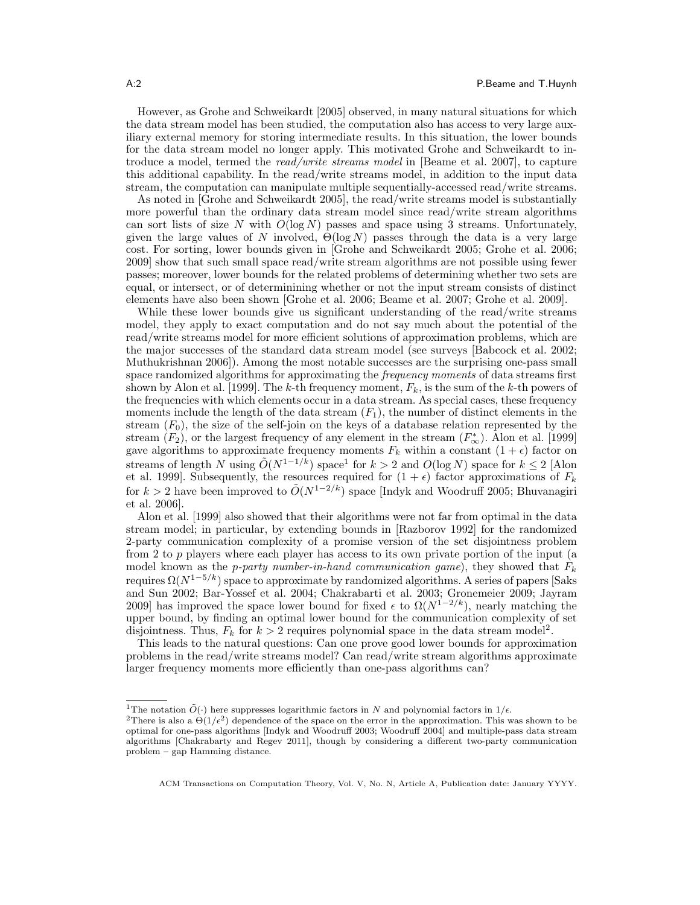However, as Grohe and Schweikardt [2005] observed, in many natural situations for which the data stream model has been studied, the computation also has access to very large auxiliary external memory for storing intermediate results. In this situation, the lower bounds for the data stream model no longer apply. This motivated Grohe and Schweikardt to introduce a model, termed the *read/write streams model* in [Beame et al. 2007], to capture this additional capability. In the read/write streams model, in addition to the input data stream, the computation can manipulate multiple sequentially-accessed read/write streams.

As noted in [Grohe and Schweikardt 2005], the read/write streams model is substantially more powerful than the ordinary data stream model since read/write stream algorithms can sort lists of size $N$ with $O(\log N)$ passes and space using 3 streams. Unfortunately, given the large values of $N$ involved, $\Theta(\log N)$ passes through the data is a very large cost. For sorting, lower bounds given in [Grohe and Schweikardt 2005; Grohe et al. 2006; 2009] show that such small space read/write stream algorithms are not possible using fewer passes; moreover, lower bounds for the related problems of determining whether two sets are equal, or intersect, or of determinining whether or not the input stream consists of distinct elements have also been shown [Grohe et al. 2006; Beame et al. 2007; Grohe et al. 2009].

While these lower bounds give us significant understanding of the read/write streams model, they apply to exact computation and do not say much about the potential of the read/write streams model for more efficient solutions of approximation problems, which are the major successes of the standard data stream model (see surveys [Babcock et al. 2002; Muthukrishnan 2006]). Among the most notable successes are the surprising one-pass small space randomized algorithms for approximating the *frequency moments* of data streams first shown by Alon et al. [1999]. The $k$-th frequency moment, $F_k$, is the sum of the $k$-th powers of the frequencies with which elements occur in a data stream. As special cases, these frequency moments include the length of the data stream ($F_1$), the number of distinct elements in the stream ($F_0$), the size of the self-join on the keys of a database relation represented by the stream ($F_2$), or the largest frequency of any element in the stream ($F_\infty^*$). Alon et al. [1999] gave algorithms to approximate frequency moments $F_k$ within a constant $(1+\epsilon)$ factor on streams of length $N$ using $\tilde{O}(N^{1-1/k})$ space[1] for $k > 2$ and $O(\log N)$ space for $k \leq 2$ [Alon et al. 1999]. Subsequently, the resources required for $(1+\epsilon)$ factor approximations of $F_k$ for $k > 2$ have been improved to $\tilde{O}(N^{1-2/k})$ space [Indyk and Woodruff 2005; Bhuvanagiri et al. 2006].

Alon et al. [1999] also showed that their algorithms were not far from optimal in the data stream model; in particular, by extending bounds in [Razborov 1992] for the randomized 2-party communication complexity of a promise version of the set disjointness problem from 2 to $p$ players where each player has access to its own private portion of the input (a model known as the *p-party number-in-hand communication game*), they showed that $F_k$ requires $\Omega(N^{1-5/k})$ space to approximate by randomized algorithms. A series of papers [Saks and Sun 2002; Bar-Yossef et al. 2004; Chakrabarti et al. 2003; Gronemeier 2009; Jayram 2009] has improved the space lower bound for fixed $\epsilon$ to $\Omega(N^{1-2/k})$, nearly matching the upper bound, by finding an optimal lower bound for the communication complexity of set disjointness. Thus, $F_k$ for $k > 2$ requires polynomial space in the data stream model[2].

This leads to the natural questions: Can one prove good lower bounds for approximation problems in the read/write streams model? Can read/write stream algorithms approximate larger frequency moments more efficiently than one-pass algorithms can?

---

[1] The notation $\tilde{O}(\cdot)$ here suppresses logarithmic factors in $N$ and polynomial factors in $1/\epsilon$.

[2] There is also a $\Theta(1/\epsilon^2)$ dependence of the space on the error in the approximation. This was shown to be optimal for one-pass algorithms [Indyk and Woodruff 2003; Woodruff 2004] and multiple-pass data stream algorithms [Chakrabarty and Regev 2011], though by considering a different two-party communication problem – gap Hamming distance.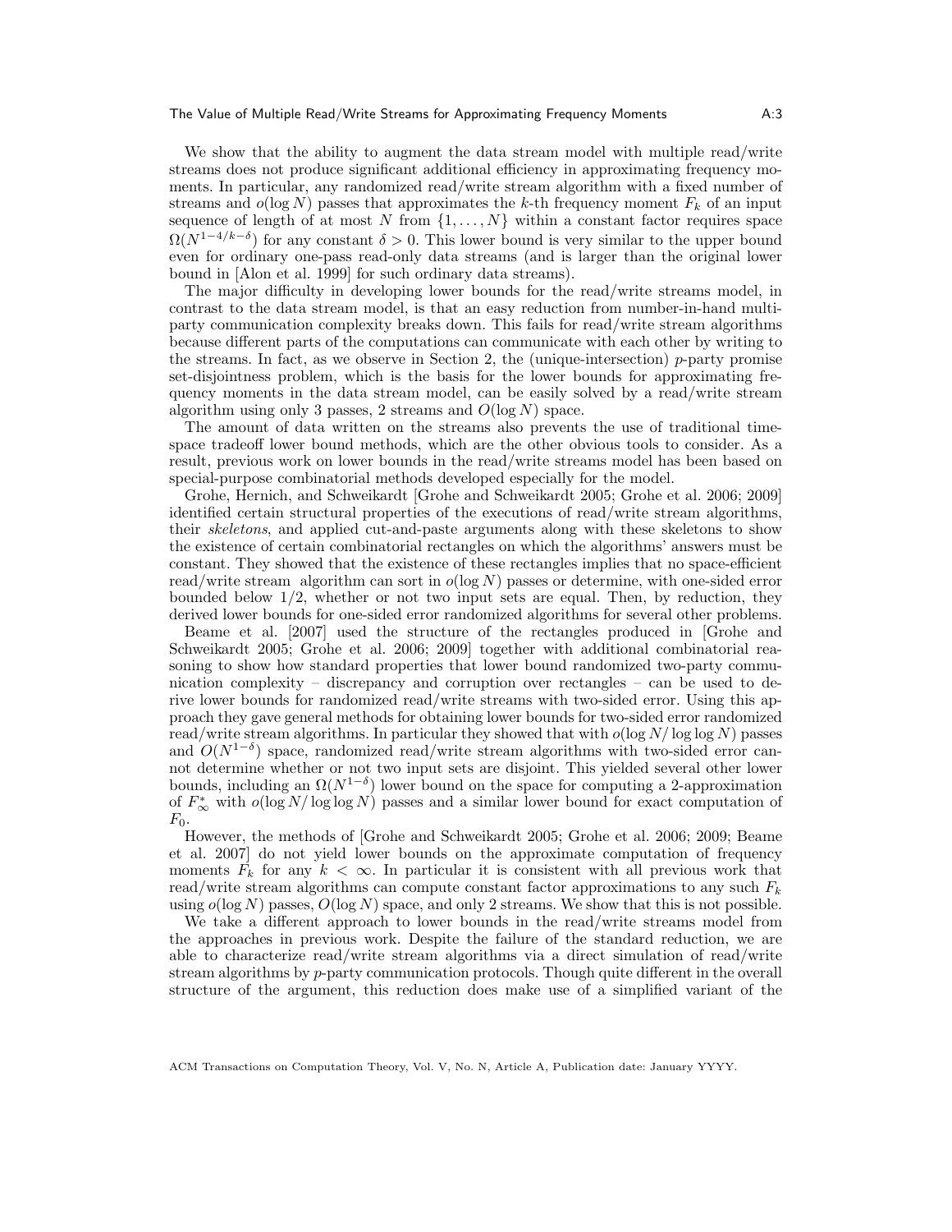We show that the ability to augment the data stream model with multiple read/write streams does not produce significant additional efficiency in approximating frequency moments. In particular, any randomized read/write stream algorithm with a fixed number of streams and $o(\log N)$ passes that approximates the $k$-th frequency moment $F_k$ of an input sequence of length of at most $N$ from $\{1, \ldots, N\}$ within a constant factor requires space $\Omega(N^{1-4/k-\delta})$ for any constant $\delta > 0$. This lower bound is very similar to the upper bound even for ordinary one-pass read-only data streams (and is larger than the original lower bound in [Alon et al. 1999] for such ordinary data streams).

The major difficulty in developing lower bounds for the read/write streams model, in contrast to the data stream model, is that an easy reduction from number-in-hand multi-party communication complexity breaks down. This fails for read/write stream algorithms because different parts of the computations can communicate with each other by writing to the streams. In fact, as we observe in Section 2, the (unique-intersection) $p$-party promise set-disjointness problem, which is the basis for the lower bounds for approximating frequency moments in the data stream model, can be easily solved by a read/write stream algorithm using only 3 passes, 2 streams and $O(\log N)$ space.

The amount of data written on the streams also prevents the use of traditional time-space tradeoff lower bound methods, which are the other obvious tools to consider. As a result, previous work on lower bounds in the read/write streams model has been based on special-purpose combinatorial methods developed especially for the model.

Grohe, Hernich, and Schweikardt [Grohe and Schweikardt 2005; Grohe et al. 2006; 2009] identified certain structural properties of the executions of read/write stream algorithms, their *skeletons*, and applied cut-and-paste arguments along with these skeletons to show the existence of certain combinatorial rectangles on which the algorithms' answers must be constant. They showed that the existence of these rectangles implies that no space-efficient read/write stream algorithm can sort in $o(\log N)$ passes or determine, with one-sided error bounded below 1/2, whether or not two input sets are equal. Then, by reduction, they derived lower bounds for one-sided error randomized algorithms for several other problems.

Beame et al. [2007] used the structure of the rectangles produced in [Grohe and Schweikardt 2005; Grohe et al. 2006; 2009] together with additional combinatorial reasoning to show how standard properties that lower bound randomized two-party communication complexity – discrepancy and corruption over rectangles – can be used to derive lower bounds for randomized read/write streams with two-sided error. Using this approach they gave general methods for obtaining lower bounds for two-sided error randomized read/write stream algorithms. In particular they showed that with $o(\log N/\log\log N)$ passes and $O(N^{1-\delta})$ space, randomized read/write stream algorithms with two-sided error cannot determine whether or not two input sets are disjoint. This yielded several other lower bounds, including an $\Omega(N^{1-\delta})$ lower bound on the space for computing a 2-approximation of $F^*_\infty$ with $o(\log N/\log\log N)$ passes and a similar lower bound for exact computation of $F_0$.

However, the methods of [Grohe and Schweikardt 2005; Grohe et al. 2006; 2009; Beame et al. 2007] do not yield lower bounds on the approximate computation of frequency moments $F_k$ for any $k < \infty$. In particular it is consistent with all previous work that read/write stream algorithms can compute constant factor approximations to any such $F_k$ using $o(\log N)$ passes, $O(\log N)$ space, and only 2 streams. We show that this is not possible.

We take a different approach to lower bounds in the read/write streams model from the approaches in previous work. Despite the failure of the standard reduction, we are able to characterize read/write stream algorithms via a direct simulation of read/write stream algorithms by $p$-party communication protocols. Though quite different in the overall structure of the argument, this reduction does make use of a simplified variant of the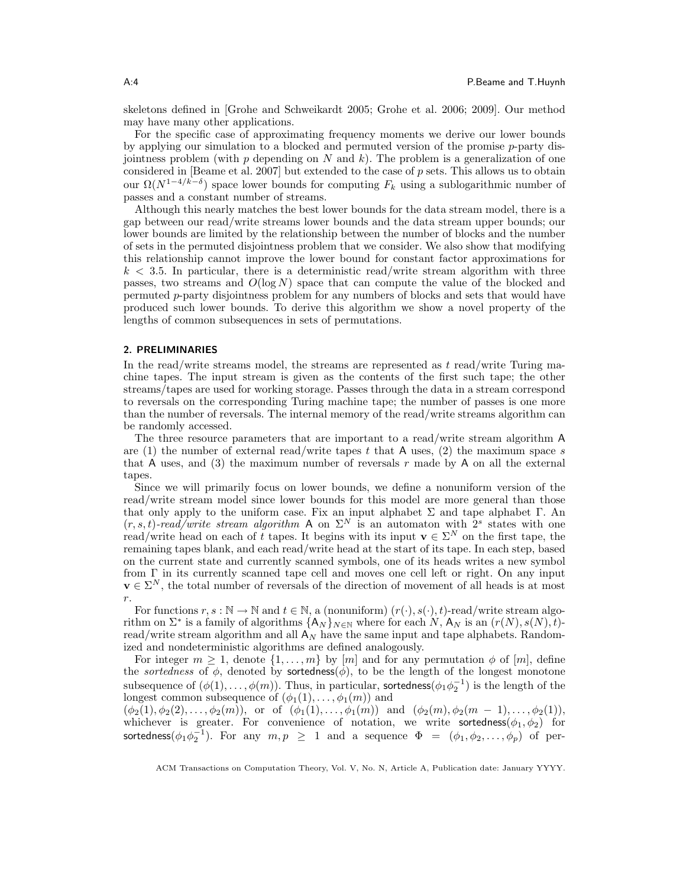skeletons defined in [Grohe and Schweikardt 2005; Grohe et al. 2006; 2009]. Our method may have many other applications.

For the specific case of approximating frequency moments we derive our lower bounds by applying our simulation to a blocked and permuted version of the promise $p$-party disjointness problem (with $p$ depending on $N$ and $k$). The problem is a generalization of one considered in [Beame et al. 2007] but extended to the case of $p$ sets. This allows us to obtain our $\Omega(N^{1-4/k-\delta})$ space lower bounds for computing $F_k$ using a sublogarithmic number of passes and a constant number of streams.

Although this nearly matches the best lower bounds for the data stream model, there is a gap between our read/write streams lower bounds and the data stream upper bounds; our lower bounds are limited by the relationship between the number of blocks and the number of sets in the permuted disjointness problem that we consider. We also show that modifying this relationship cannot improve the lower bound for constant factor approximations for $k < 3.5$. In particular, there is a deterministic read/write stream algorithm with three passes, two streams and $O(\log N)$ space that can compute the value of the blocked and permuted $p$-party disjointness problem for any numbers of blocks and sets that would have produced such lower bounds. To derive this algorithm we show a novel property of the lengths of common subsequences in sets of permutations.

## 2. PRELIMINARIES

In the read/write streams model, the streams are represented as $t$ read/write Turing machine tapes. The input stream is given as the contents of the first such tape; the other streams/tapes are used for working storage. Passes through the data in a stream correspond to reversals on the corresponding Turing machine tape; the number of passes is one more than the number of reversals. The internal memory of the read/write streams algorithm can be randomly accessed.

The three resource parameters that are important to a read/write stream algorithm A are (1) the number of external read/write tapes $t$ that A uses, (2) the maximum space $s$ that A uses, and (3) the maximum number of reversals $r$ made by A on all the external tapes.

Since we will primarily focus on lower bounds, we define a nonuniform version of the read/write stream model since lower bounds for this model are more general than those that only apply to the uniform case. Fix an input alphabet $\Sigma$ and tape alphabet $\Gamma$. An $(r, s, t)$-*read/write stream algorithm* A on $\Sigma^N$ is an automaton with $2^s$ states with one read/write head on each of $t$ tapes. It begins with its input $\mathbf{v} \in \Sigma^N$ on the first tape, the remaining tapes blank, and each read/write head at the start of its tape. In each step, based on the current state and currently scanned symbols, one of its heads writes a new symbol from $\Gamma$ in its currently scanned tape cell and moves one cell left or right. On any input $\mathbf{v} \in \Sigma^N$, the total number of reversals of the direction of movement of all heads is at most $r$.

For functions $r, s : \mathbb{N} \to \mathbb{N}$ and $t \in \mathbb{N}$, a (nonuniform) $(r(\cdot), s(\cdot), t)$-read/write stream algorithm on $\Sigma^*$ is a family of algorithms $\{\mathsf{A}_N\}_{N\in\mathbb{N}}$ where for each $N$, $\mathsf{A}_N$ is an $(r(N), s(N), t)$-read/write stream algorithm and all $\mathsf{A}_N$ have the same input and tape alphabets. Randomized and nondeterministic algorithms are defined analogously.

For integer $m \geq 1$, denote $\{1, \ldots, m\}$ by $[m]$ and for any permutation $\phi$ of $[m]$, define the *sortedness* of $\phi$, denoted by $\mathsf{sortedness}(\phi)$, to be the length of the longest monotone subsequence of $(\phi(1), \ldots, \phi(m))$. Thus, in particular, $\mathsf{sortedness}(\phi_1\phi_2^{-1})$ is the length of the longest common subsequence of $(\phi_1(1), \ldots, \phi_1(m))$ and $(\phi_2(1), \phi_2(2), \ldots, \phi_2(m))$, or of $(\phi_1(1), \ldots, \phi_1(m))$ and $(\phi_2(m), \phi_2(m-1), \ldots, \phi_2(1))$, whichever is greater. For convenience of notation, we write $\mathsf{sortedness}(\phi_1, \phi_2)$ for $\mathsf{sortedness}(\phi_1\phi_2^{-1})$. For any $m, p \geq 1$ and a sequence $\Phi = (\phi_1, \phi_2, \ldots, \phi_p)$ of per-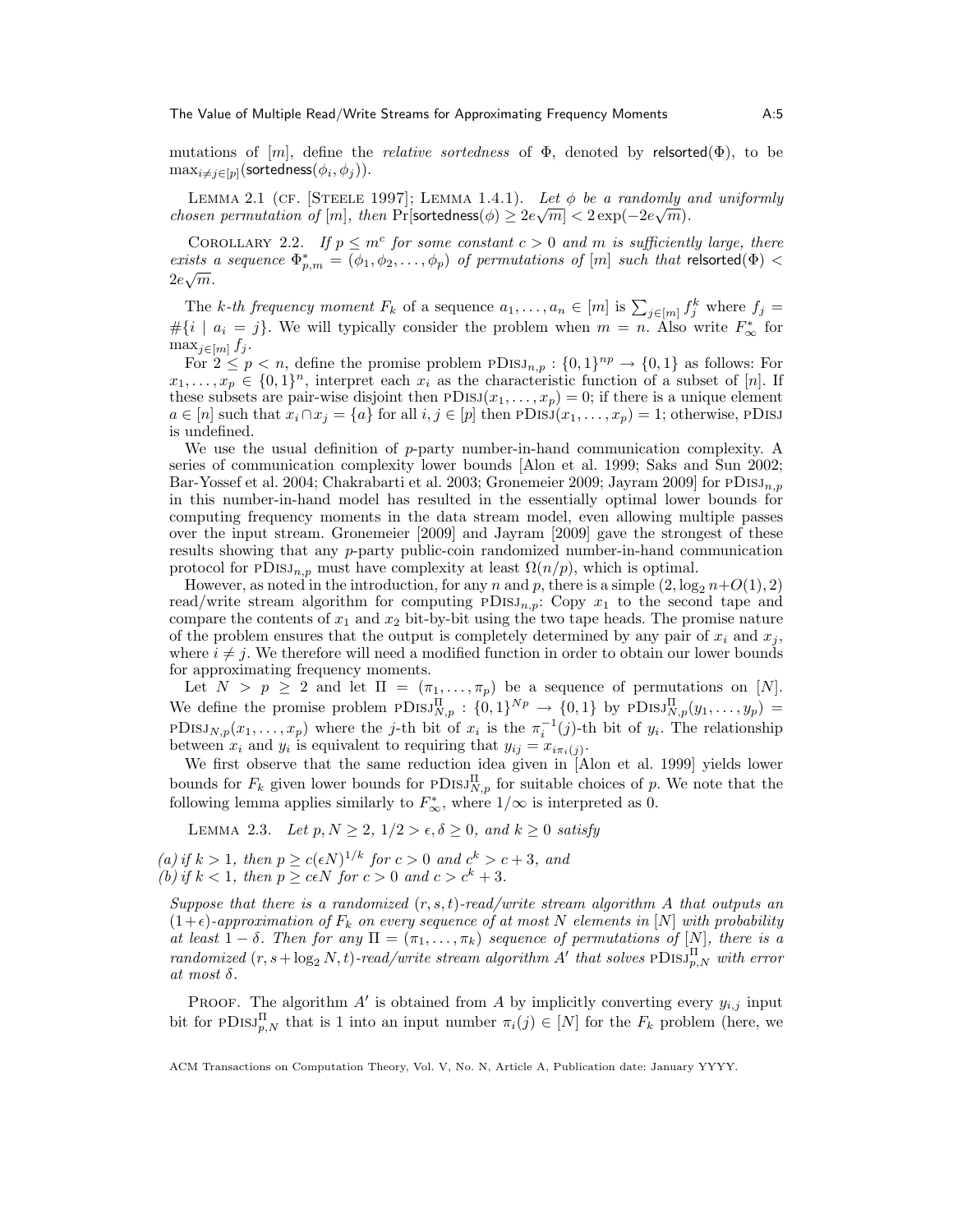mutations of $[m]$, define the *relative sortedness* of $\Phi$, denoted by $\mathsf{relsorted}(\Phi)$, to be $\max_{i \neq j \in [p]}(\mathsf{sortedness}(\phi_i, \phi_j))$.

LEMMA 2.1 (CF. [STEELE 1997]; LEMMA 1.4.1). *Let $\phi$ be a randomly and uniformly chosen permutation of $[m]$, then $\Pr[\mathsf{sortedness}(\phi) \geq 2e\sqrt{m}] < 2\exp(-2e\sqrt{m})$.*

COROLLARY 2.2. *If $p \leq m^c$ for some constant $c > 0$ and $m$ is sufficiently large, there exists a sequence $\Phi^*_{p,m} = (\phi_1, \phi_2, \ldots, \phi_p)$ of permutations of $[m]$ such that $\mathsf{relsorted}(\Phi) < 2e\sqrt{m}$.*

The *$k$-th frequency moment* $F_k$ of a sequence $a_1, \ldots, a_n \in [m]$ is $\sum_{j \in [m]} f_j^k$ where $f_j = \#\{i \mid a_i = j\}$. We will typically consider the problem when $m = n$. Also write $F^*_\infty$ for $\max_{j \in [m]} f_j$.

For $2 \leq p < n$, define the promise problem $\text{PDISJ}_{n,p} : \{0,1\}^{np} \to \{0,1\}$ as follows: For $x_1, \ldots, x_p \in \{0,1\}^n$, interpret each $x_i$ as the characteristic function of a subset of $[n]$. If these subsets are pair-wise disjoint then $\text{PDISJ}(x_1, \ldots, x_p) = 0$; if there is a unique element $a \in [n]$ such that $x_i \cap x_j = \{a\}$ for all $i, j \in [p]$ then $\text{PDISJ}(x_1, \ldots, x_p) = 1$; otherwise, PDISJ is undefined.

We use the usual definition of $p$-party number-in-hand communication complexity. A series of communication complexity lower bounds [Alon et al. 1999; Saks and Sun 2002; Bar-Yossef et al. 2004; Chakrabarti et al. 2003; Gronemeier 2009; Jayram 2009] for $\text{PDISJ}_{n,p}$ in this number-in-hand model has resulted in the essentially optimal lower bounds for computing frequency moments in the data stream model, even allowing multiple passes over the input stream. Gronemeier [2009] and Jayram [2009] gave the strongest of these results showing that any $p$-party public-coin randomized number-in-hand communication protocol for $\text{PDISJ}_{n,p}$ must have complexity at least $\Omega(n/p)$, which is optimal.

However, as noted in the introduction, for any $n$ and $p$, there is a simple $(2, \log_2 n + O(1), 2)$ read/write stream algorithm for computing $\text{PDISJ}_{n,p}$: Copy $x_1$ to the second tape and compare the contents of $x_1$ and $x_2$ bit-by-bit using the two tape heads. The promise nature of the problem ensures that the output is completely determined by any pair of $x_i$ and $x_j$, where $i \neq j$. We therefore will need a modified function in order to obtain our lower bounds for approximating frequency moments.

Let $N > p \geq 2$ and let $\Pi = (\pi_1, \ldots, \pi_p)$ be a sequence of permutations on $[N]$. We define the promise problem $\text{PDISJ}^{\Pi}_{N,p} : \{0,1\}^{Np} \to \{0,1\}$ by $\text{PDISJ}^{\Pi}_{N,p}(y_1, \ldots, y_p) = \text{PDISJ}_{N,p}(x_1, \ldots, x_p)$ where the $j$-th bit of $x_i$ is the $\pi_i^{-1}(j)$-th bit of $y_i$. The relationship between $x_i$ and $y_i$ is equivalent to requiring that $y_{ij} = x_{i\pi_i(j)}$.

We first observe that the same reduction idea given in [Alon et al. 1999] yields lower bounds for $F_k$ given lower bounds for $\text{PDISJ}^{\Pi}_{N,p}$ for suitable choices of $p$. We note that the following lemma applies similarly to $F^*_\infty$, where $1/\infty$ is interpreted as 0.

LEMMA 2.3. *Let $p, N \geq 2$, $1/2 > \epsilon, \delta \geq 0$, and $k \geq 0$ satisfy*

*(a) if $k > 1$, then $p \geq c(\epsilon N)^{1/k}$ for $c > 0$ and $c^k > c + 3$, and*
*(b) if $k < 1$, then $p \geq c\epsilon N$ for $c > 0$ and $c > c^k + 3$.*

*Suppose that there is a randomized $(r, s, t)$-read/write stream algorithm $A$ that outputs an $(1+\epsilon)$-approximation of $F_k$ on every sequence of at most $N$ elements in $[N]$ with probability at least $1 - \delta$. Then for any $\Pi = (\pi_1, \ldots, \pi_k)$ sequence of permutations of $[N]$, there is a randomized $(r, s + \log_2 N, t)$-read/write stream algorithm $A'$ that solves $\text{PDISJ}^{\Pi}_{p,N}$ with error at most $\delta$.*

PROOF. The algorithm $A'$ is obtained from $A$ by implicitly converting every $y_{i,j}$ input bit for $\text{PDISJ}^{\Pi}_{p,N}$ that is 1 into an input number $\pi_i(j) \in [N]$ for the $F_k$ problem (here, we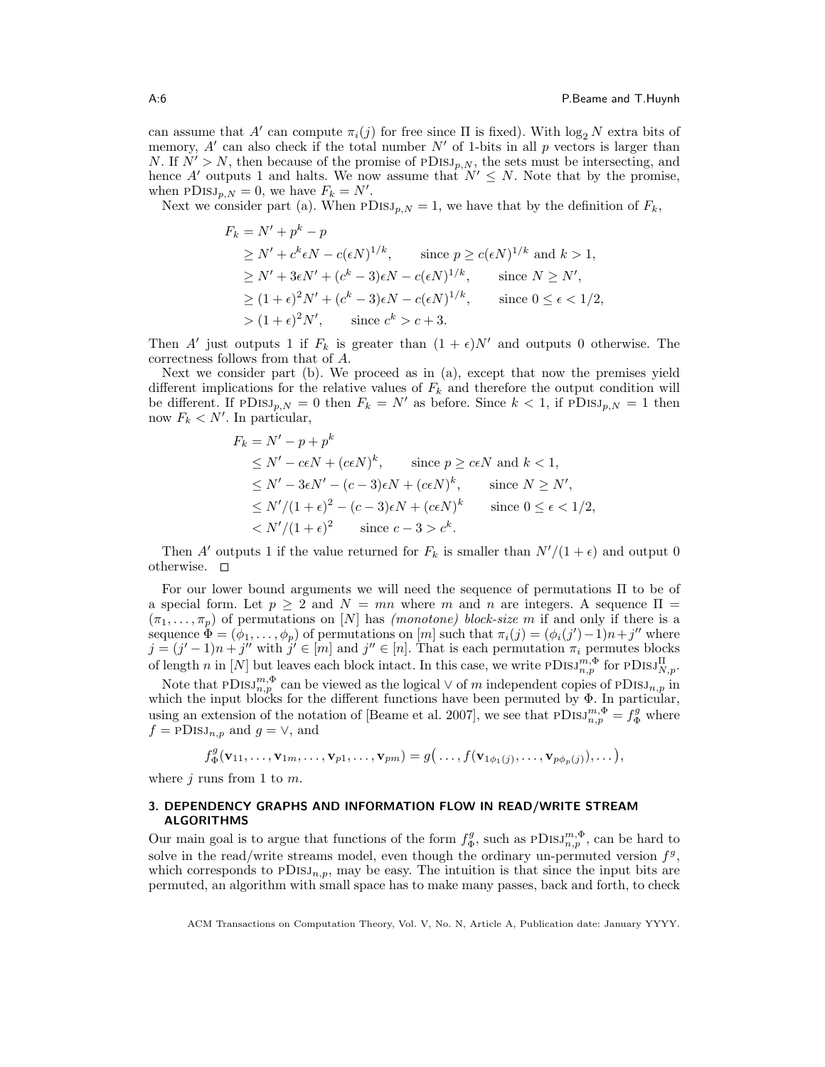can assume that $A'$ can compute $\pi_i(j)$ for free since $\Pi$ is fixed). With $\log_2 N$ extra bits of memory, $A'$ can also check if the total number $N'$ of 1-bits in all $p$ vectors is larger than $N$. If $N' > N$, then because of the promise of $\text{pDisj}_{p,N}$, the sets must be intersecting, and hence $A'$ outputs 1 and halts. We now assume that $N' \leq N$. Note that by the promise, when $\text{pDisj}_{p,N} = 0$, we have $F_k = N'$.

Next we consider part (a). When $\text{pDisj}_{p,N} = 1$, we have that by the definition of $F_k$,

$$
\begin{aligned}
F_k &= N' + p^k - p \\
&\geq N' + c^k \epsilon N - c(\epsilon N)^{1/k}, \qquad \text{since } p \geq c(\epsilon N)^{1/k} \text{ and } k > 1, \\
&\geq N' + 3\epsilon N' + (c^k - 3)\epsilon N - c(\epsilon N)^{1/k}, \qquad \text{since } N \geq N', \\
&\geq (1+\epsilon)^2 N' + (c^k - 3)\epsilon N - c(\epsilon N)^{1/k}, \qquad \text{since } 0 \leq \epsilon < 1/2, \\
&> (1+\epsilon)^2 N', \qquad \text{since } c^k > c + 3.
\end{aligned}
$$

Then $A'$ just outputs 1 if $F_k$ is greater than $(1+\epsilon)N'$ and outputs 0 otherwise. The correctness follows from that of $A$.

Next we consider part (b). We proceed as in (a), except that now the premises yield different implications for the relative values of $F_k$ and therefore the output condition will be different. If $\text{pDisj}_{p,N} = 0$ then $F_k = N'$ as before. Since $k < 1$, if $\text{pDisj}_{p,N} = 1$ then now $F_k < N'$. In particular,

$$
\begin{aligned}
F_k &= N' - p + p^k \\
&\leq N' - c\epsilon N + (c\epsilon N)^k, \qquad \text{since } p \geq c\epsilon N \text{ and } k < 1, \\
&\leq N' - 3\epsilon N' - (c-3)\epsilon N + (c\epsilon N)^k, \qquad \text{since } N \geq N', \\
&\leq N'/(1+\epsilon)^2 - (c-3)\epsilon N + (c\epsilon N)^k \qquad \text{since } 0 \leq \epsilon < 1/2, \\
&< N'/(1+\epsilon)^2 \qquad \text{since } c - 3 > c^k.
\end{aligned}
$$

Then $A'$ outputs 1 if the value returned for $F_k$ is smaller than $N'/(1+\epsilon)$ and output 0 otherwise. □

For our lower bound arguments we will need the sequence of permutations $\Pi$ to be of a special form. Let $p \geq 2$ and $N = mn$ where $m$ and $n$ are integers. A sequence $\Pi = (\pi_1, \ldots, \pi_p)$ of permutations on $[N]$ has *(monotone) block-size* $m$ if and only if there is a sequence $\Phi = (\phi_1, \ldots, \phi_p)$ of permutations on $[m]$ such that $\pi_i(j) = (\phi_i(j')-1)n + j''$ where $j = (j'-1)n + j''$ with $j' \in [m]$ and $j'' \in [n]$. That is each permutation $\pi_i$ permutes blocks of length $n$ in $[N]$ but leaves each block intact. In this case, we write $\text{pDisj}^{m,\Phi}_{n,p}$ for $\text{pDisj}^{\Pi}_{N,p}$.

Note that $\text{pDisj}^{m,\Phi}_{n,p}$ can be viewed as the logical $\vee$ of $m$ independent copies of $\text{pDisj}_{n,p}$ in which the input blocks for the different functions have been permuted by $\Phi$. In particular, using an extension of the notation of [Beame et al. 2007], we see that $\text{pDisj}^{m,\Phi}_{n,p} = f^g_\Phi$ where $f = \text{pDisj}_{n,p}$ and $g = \vee$, and

$$
f^g_\Phi(\mathbf{v}_{11}, \ldots, \mathbf{v}_{1m}, \ldots, \mathbf{v}_{p1}, \ldots, \mathbf{v}_{pm}) = g\big(\ldots, f(\mathbf{v}_{1\phi_1(j)}, \ldots, \mathbf{v}_{p\phi_p(j)}), \ldots\big),
$$

where $j$ runs from 1 to $m$.

## 3. DEPENDENCY GRAPHS AND INFORMATION FLOW IN READ/WRITE STREAM ALGORITHMS

Our main goal is to argue that functions of the form $f^g_\Phi$, such as $\text{pDisj}^{m,\Phi}_{n,p}$, can be hard to solve in the read/write streams model, even though the ordinary un-permuted version $f^g$, which corresponds to $\text{pDisj}_{n,p}$, may be easy. The intuition is that since the input bits are permuted, an algorithm with small space has to make many passes, back and forth, to check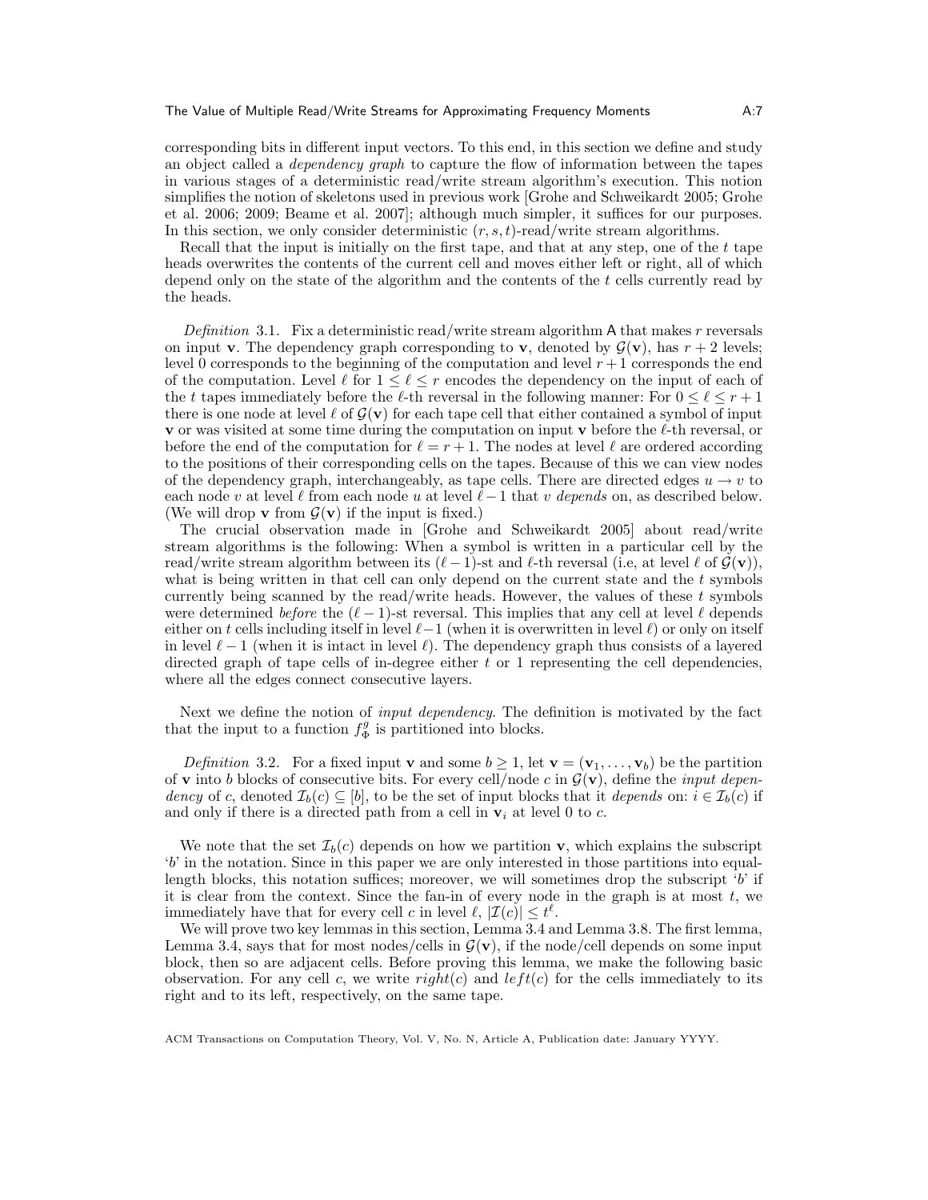corresponding bits in different input vectors. To this end, in this section we define and study an object called a *dependency graph* to capture the flow of information between the tapes in various stages of a deterministic read/write stream algorithm's execution. This notion simplifies the notion of skeletons used in previous work [Grohe and Schweikardt 2005; Grohe et al. 2006; 2009; Beame et al. 2007]; although much simpler, it suffices for our purposes. In this section, we only consider deterministic $(r, s, t)$-read/write stream algorithms.

Recall that the input is initially on the first tape, and that at any step, one of the $t$ tape heads overwrites the contents of the current cell and moves either left or right, all of which depend only on the state of the algorithm and the contents of the $t$ cells currently read by the heads.

*Definition* 3.1. Fix a deterministic read/write stream algorithm A that makes $r$ reversals on input $\mathbf{v}$. The dependency graph corresponding to $\mathbf{v}$, denoted by $\mathcal{G}(\mathbf{v})$, has $r+2$ levels; level 0 corresponds to the beginning of the computation and level $r+1$ corresponds the end of the computation. Level $\ell$ for $1 \leq \ell \leq r$ encodes the dependency on the input of each of the $t$ tapes immediately before the $\ell$-th reversal in the following manner: For $0 \leq \ell \leq r+1$ there is one node at level $\ell$ of $\mathcal{G}(\mathbf{v})$ for each tape cell that either contained a symbol of input $\mathbf{v}$ or was visited at some time during the computation on input $\mathbf{v}$ before the $\ell$-th reversal, or before the end of the computation for $\ell = r+1$. The nodes at level $\ell$ are ordered according to the positions of their corresponding cells on the tapes. Because of this we can view nodes of the dependency graph, interchangeably, as tape cells. There are directed edges $u \to v$ to each node $v$ at level $\ell$ from each node $u$ at level $\ell - 1$ that $v$ *depends* on, as described below. (We will drop $\mathbf{v}$ from $\mathcal{G}(\mathbf{v})$ if the input is fixed.)

The crucial observation made in [Grohe and Schweikardt 2005] about read/write stream algorithms is the following: When a symbol is written in a particular cell by the read/write stream algorithm between its $(\ell-1)$-st and $\ell$-th reversal (i.e, at level $\ell$ of $\mathcal{G}(\mathbf{v})$), what is being written in that cell can only depend on the current state and the $t$ symbols currently being scanned by the read/write heads. However, the values of these $t$ symbols were determined *before* the $(\ell-1)$-st reversal. This implies that any cell at level $\ell$ depends either on $t$ cells including itself in level $\ell-1$ (when it is overwritten in level $\ell$) or only on itself in level $\ell-1$ (when it is intact in level $\ell$). The dependency graph thus consists of a layered directed graph of tape cells of in-degree either $t$ or 1 representing the cell dependencies, where all the edges connect consecutive layers.

Next we define the notion of *input dependency*. The definition is motivated by the fact that the input to a function $f_{\Phi}^{g}$ is partitioned into blocks.

*Definition* 3.2. For a fixed input $\mathbf{v}$ and some $b \geq 1$, let $\mathbf{v} = (\mathbf{v}_1, \ldots, \mathbf{v}_b)$ be the partition of $\mathbf{v}$ into $b$ blocks of consecutive bits. For every cell/node $c$ in $\mathcal{G}(\mathbf{v})$, define the *input dependency* of $c$, denoted $\mathcal{I}_b(c) \subseteq [b]$, to be the set of input blocks that it *depends* on: $i \in \mathcal{I}_b(c)$ if and only if there is a directed path from a cell in $\mathbf{v}_i$ at level 0 to $c$.

We note that the set $\mathcal{I}_b(c)$ depends on how we partition $\mathbf{v}$, which explains the subscript '$b$' in the notation. Since in this paper we are only interested in those partitions into equal-length blocks, this notation suffices; moreover, we will sometimes drop the subscript '$b$' if it is clear from the context. Since the fan-in of every node in the graph is at most $t$, we immediately have that for every cell $c$ in level $\ell$, $|\mathcal{I}(c)| \leq t^{\ell}$.

We will prove two key lemmas in this section, Lemma 3.4 and Lemma 3.8. The first lemma, Lemma 3.4, says that for most nodes/cells in $\mathcal{G}(\mathbf{v})$, if the node/cell depends on some input block, then so are adjacent cells. Before proving this lemma, we make the following basic observation. For any cell $c$, we write $right(c)$ and $left(c)$ for the cells immediately to its right and to its left, respectively, on the same tape.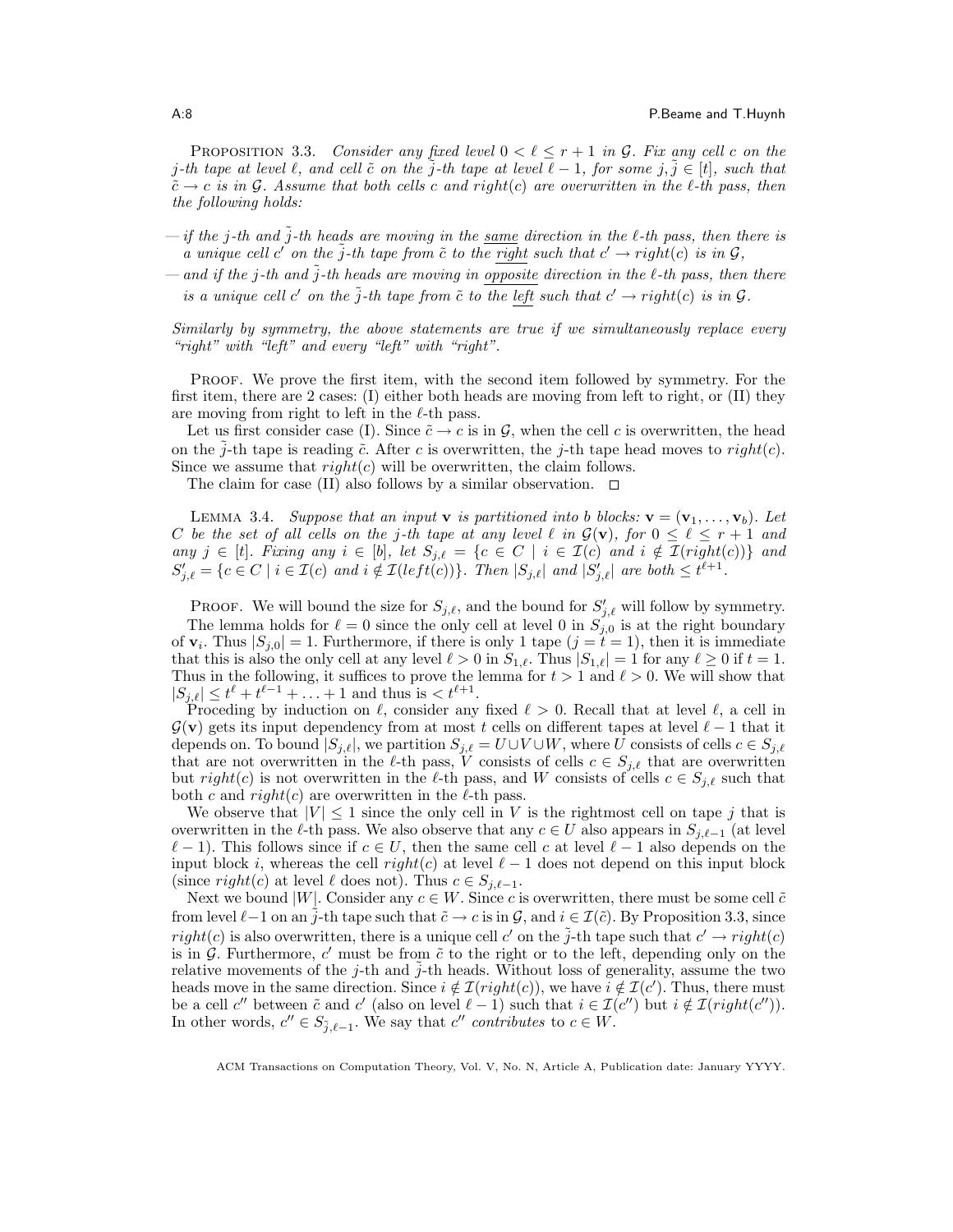PROPOSITION 3.3. *Consider any fixed level $0 < \ell \le r+1$ in $\mathcal{G}$. Fix any cell $c$ on the $j$-th tape at level $\ell$, and cell $\tilde{c}$ on the $\tilde{j}$-th tape at level $\ell - 1$, for some $j, \tilde{j} \in [t]$, such that $\tilde{c} \to c$ is in $\mathcal{G}$. Assume that both cells $c$ and $right(c)$ are overwritten in the $\ell$-th pass, then the following holds:*

— *if the $j$-th and $\tilde{j}$-th heads are moving in the* <u>same</u> *direction in the $\ell$-th pass, then there is a unique cell $c'$ on the $\tilde{j}$-th tape from $\tilde{c}$ to the* <u>right</u> *such that $c' \to right(c)$ is in $\mathcal{G}$,*

— *and if the $j$-th and $\tilde{j}$-th heads are moving in* <u>opposite</u> *direction in the $\ell$-th pass, then there is a unique cell $c'$ on the $\tilde{j}$-th tape from $\tilde{c}$ to the* <u>left</u> *such that $c' \to right(c)$ is in $\mathcal{G}$.*

*Similarly by symmetry, the above statements are true if we simultaneously replace every "right" with "left" and every "left" with "right".*

PROOF. We prove the first item, with the second item followed by symmetry. For the first item, there are 2 cases: (I) either both heads are moving from left to right, or (II) they are moving from right to left in the $\ell$-th pass.

Let us first consider case (I). Since $\tilde{c} \to c$ is in $\mathcal{G}$, when the cell $c$ is overwritten, the head on the $\tilde{j}$-th tape is reading $\tilde{c}$. After $c$ is overwritten, the $j$-th tape head moves to $right(c)$. Since we assume that $right(c)$ will be overwritten, the claim follows.

The claim for case (II) also follows by a similar observation. $\square$

LEMMA 3.4. *Suppose that an input $\mathbf{v}$ is partitioned into $b$ blocks: $\mathbf{v} = (\mathbf{v}_1, \ldots, \mathbf{v}_b)$. Let $C$ be the set of all cells on the $j$-th tape at any level $\ell$ in $\mathcal{G}(\mathbf{v})$, for $0 \le \ell \le r+1$ and any $j \in [t]$. Fixing any $i \in [b]$, let $S_{j,\ell} = \{c \in C \mid i \in \mathcal{I}(c)$ and $i \notin \mathcal{I}(right(c))\}$ and $S'_{j,\ell} = \{c \in C \mid i \in \mathcal{I}(c)$ and $i \notin \mathcal{I}(left(c))\}$. Then $|S_{j,\ell}|$ and $|S'_{j,\ell}|$ are both $\le t^{\ell+1}$.*

PROOF. We will bound the size for $S_{j,\ell}$, and the bound for $S'_{j,\ell}$ will follow by symmetry.

The lemma holds for $\ell = 0$ since the only cell at level 0 in $S_{j,0}$ is at the right boundary of $\mathbf{v}_i$. Thus $|S_{j,0}| = 1$. Furthermore, if there is only 1 tape ($j = t = 1$), then it is immediate that this is also the only cell at any level $\ell > 0$ in $S_{1,\ell}$. Thus $|S_{1,\ell}| = 1$ for any $\ell \ge 0$ if $t = 1$. Thus in the following, it suffices to prove the lemma for $t > 1$ and $\ell > 0$. We will show that $|S_{j,\ell}| \le t^\ell + t^{\ell-1} + \ldots + 1$ and thus is $< t^{\ell+1}$.

Proceding by induction on $\ell$, consider any fixed $\ell > 0$. Recall that at level $\ell$, a cell in $\mathcal{G}(\mathbf{v})$ gets its input dependency from at most $t$ cells on different tapes at level $\ell - 1$ that it depends on. To bound $|S_{j,\ell}|$, we partition $S_{j,\ell} = U \cup V \cup W$, where $U$ consists of cells $c \in S_{j,\ell}$ that are not overwritten in the $\ell$-th pass, $V$ consists of cells $c \in S_{j,\ell}$ that are overwritten but $right(c)$ is not overwritten in the $\ell$-th pass, and $W$ consists of cells $c \in S_{j,\ell}$ such that both $c$ and $right(c)$ are overwritten in the $\ell$-th pass.

We observe that $|V| \le 1$ since the only cell in $V$ is the rightmost cell on tape $j$ that is overwritten in the $\ell$-th pass. We also observe that any $c \in U$ also appears in $S_{j,\ell-1}$ (at level $\ell - 1$). This follows since if $c \in U$, then the same cell $c$ at level $\ell - 1$ also depends on the input block $i$, whereas the cell $right(c)$ at level $\ell - 1$ does not depend on this input block (since $right(c)$ at level $\ell$ does not). Thus $c \in S_{j,\ell-1}$.

Next we bound $|W|$. Consider any $c \in W$. Since $c$ is overwritten, there must be some cell $\tilde{c}$ from level $\ell-1$ on an $\tilde{j}$-th tape such that $\tilde{c} \to c$ is in $\mathcal{G}$, and $i \in \mathcal{I}(\tilde{c})$. By Proposition 3.3, since $right(c)$ is also overwritten, there is a unique cell $c'$ on the $\tilde{j}$-th tape such that $c' \to right(c)$ is in $\mathcal{G}$. Furthermore, $c'$ must be from $\tilde{c}$ to the right or to the left, depending only on the relative movements of the $j$-th and $\tilde{j}$-th heads. Without loss of generality, assume the two heads move in the same direction. Since $i \notin \mathcal{I}(right(c))$, we have $i \notin \mathcal{I}(c')$. Thus, there must be a cell $c''$ between $\tilde{c}$ and $c'$ (also on level $\ell - 1$) such that $i \in \mathcal{I}(c'')$ but $i \notin \mathcal{I}(right(c''))$. In other words, $c'' \in S_{\tilde{j},\ell-1}$. We say that $c''$ *contributes* to $c \in W$.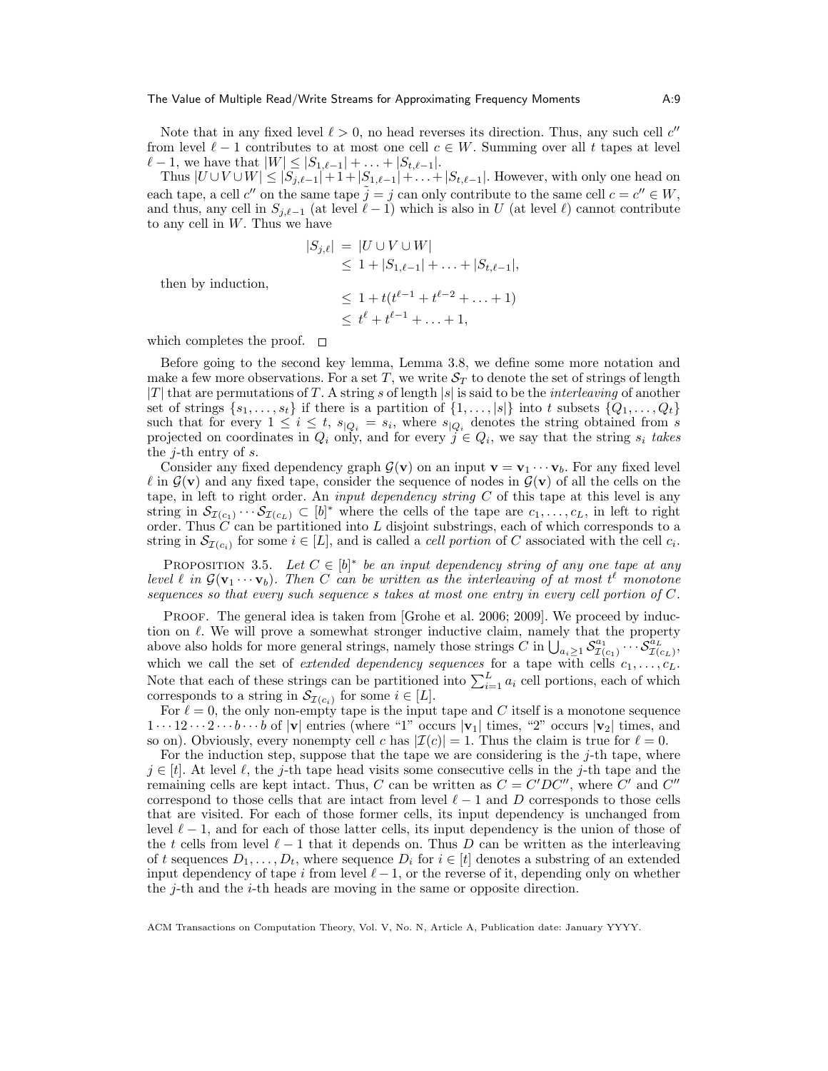Note that in any fixed level $\ell > 0$, no head reverses its direction. Thus, any such cell $c''$ from level $\ell - 1$ contributes to at most one cell $c \in W$. Summing over all $t$ tapes at level $\ell - 1$, we have that $|W| \leq |S_{1,\ell-1}| + \ldots + |S_{t,\ell-1}|$.

Thus $|U \cup V \cup W| \leq |S_{j,\ell-1}| + 1 + |S_{1,\ell-1}| + \ldots + |S_{t,\ell-1}|$. However, with only one head on each tape, a cell $c''$ on the same tape $\tilde{j} = j$ can only contribute to the same cell $c = c'' \in W$, and thus, any cell in $S_{j,\ell-1}$ (at level $\ell - 1$) which is also in $U$ (at level $\ell$) cannot contribute to any cell in $W$. Thus we have

$$
\begin{aligned}
|S_{j,\ell}| &= |U \cup V \cup W| \\
&\leq 1 + |S_{1,\ell-1}| + \ldots + |S_{t,\ell-1}|,
\end{aligned}
$$

then by induction,

$$
\begin{aligned}
&\leq 1 + t(t^{\ell-1} + t^{\ell-2} + \ldots + 1) \\
&\leq t^{\ell} + t^{\ell-1} + \ldots + 1,
\end{aligned}
$$

which completes the proof. $\square$

Before going to the second key lemma, Lemma 3.8, we define some more notation and make a few more observations. For a set $T$, we write $\mathcal{S}_T$ to denote the set of strings of length $|T|$ that are permutations of $T$. A string $s$ of length $|s|$ is said to be the *interleaving* of another set of strings $\{s_1, \ldots, s_t\}$ if there is a partition of $\{1, \ldots, |s|\}$ into $t$ subsets $\{Q_1, \ldots, Q_t\}$ such that for every $1 \leq i \leq t$, $s_{|Q_i} = s_i$, where $s_{|Q_i}$ denotes the string obtained from $s$ projected on coordinates in $Q_i$ only, and for every $j \in Q_i$, we say that the string $s_i$ *takes* the $j$-th entry of $s$.

Consider any fixed dependency graph $\mathcal{G}(\mathbf{v})$ on an input $\mathbf{v} = \mathbf{v}_1 \cdots \mathbf{v}_b$. For any fixed level $\ell$ in $\mathcal{G}(\mathbf{v})$ and any fixed tape, consider the sequence of nodes in $\mathcal{G}(\mathbf{v})$ of all the cells on the tape, in left to right order. An *input dependency string* $C$ of this tape at this level is any string in $\mathcal{S}_{\mathcal{I}(c_1)} \cdots \mathcal{S}_{\mathcal{I}(c_L)} \subset [b]^*$ where the cells of the tape are $c_1, \ldots, c_L$, in left to right order. Thus $C$ can be partitioned into $L$ disjoint substrings, each of which corresponds to a string in $\mathcal{S}_{\mathcal{I}(c_i)}$ for some $i \in [L]$, and is called a *cell portion* of $C$ associated with the cell $c_i$.

Proposition 3.5. *Let $C \in [b]^*$ be an input dependency string of any one tape at any level $\ell$ in $\mathcal{G}(\mathbf{v}_1 \cdots \mathbf{v}_b)$. Then $C$ can be written as the interleaving of at most $t^{\ell}$ monotone sequences so that every such sequence $s$ takes at most one entry in every cell portion of $C$.*

Proof. The general idea is taken from [Grohe et al. 2006; 2009]. We proceed by induction on $\ell$. We will prove a somewhat stronger inductive claim, namely that the property above also holds for more general strings, namely those strings $C$ in $\bigcup_{a_i \geq 1} \mathcal{S}^{a_1}_{\mathcal{I}(c_1)} \cdots \mathcal{S}^{a_L}_{\mathcal{I}(c_L)}$, which we call the set of *extended dependency sequences* for a tape with cells $c_1, \ldots, c_L$. Note that each of these strings can be partitioned into $\sum_{i=1}^{L} a_i$ cell portions, each of which corresponds to a string in $\mathcal{S}_{\mathcal{I}(c_i)}$ for some $i \in [L]$.

For $\ell = 0$, the only non-empty tape is the input tape and $C$ itself is a monotone sequence $1 \cdots 12 \cdots 2 \cdots b \cdots b$ of $|\mathbf{v}|$ entries (where "1" occurs $|\mathbf{v}_1|$ times, "2" occurs $|\mathbf{v}_2|$ times, and so on). Obviously, every nonempty cell $c$ has $|\mathcal{I}(c)| = 1$. Thus the claim is true for $\ell = 0$.

For the induction step, suppose that the tape we are considering is the $j$-th tape, where $j \in [t]$. At level $\ell$, the $j$-th tape head visits some consecutive cells in the $j$-th tape and the remaining cells are kept intact. Thus, $C$ can be written as $C = C'DC''$, where $C'$ and $C''$ correspond to those cells that are intact from level $\ell - 1$ and $D$ corresponds to those cells that are visited. For each of those former cells, its input dependency is unchanged from level $\ell - 1$, and for each of those latter cells, its input dependency is the union of those of the $t$ cells from level $\ell - 1$ that it depends on. Thus $D$ can be written as the interleaving of $t$ sequences $D_1, \ldots, D_t$, where sequence $D_i$ for $i \in [t]$ denotes a substring of an extended input dependency of tape $i$ from level $\ell - 1$, or the reverse of it, depending only on whether the $j$-th and the $i$-th heads are moving in the same or opposite direction.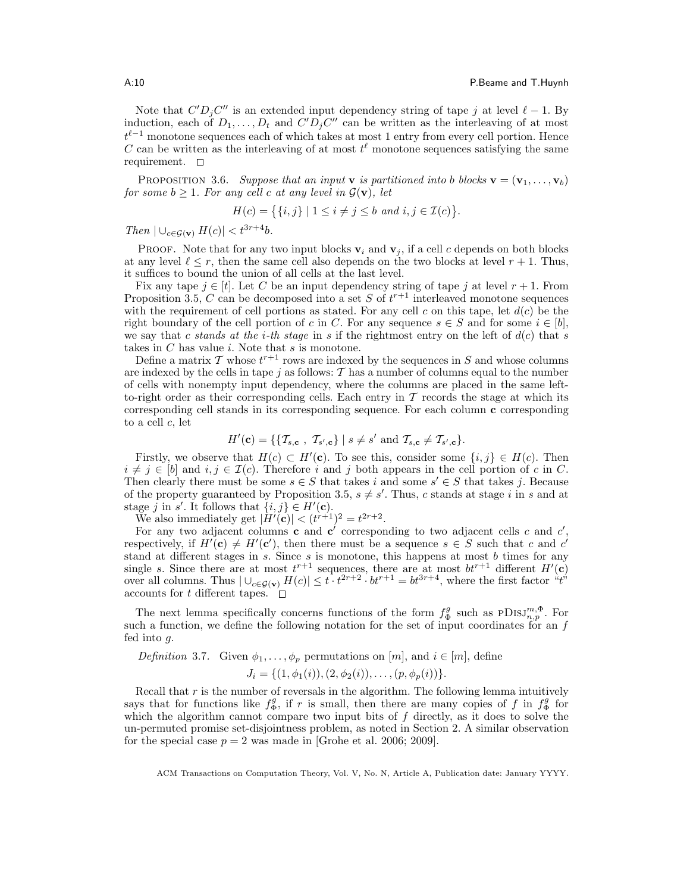Note that $C'D_jC''$ is an extended input dependency string of tape $j$ at level $\ell - 1$. By induction, each of $D_1, \ldots, D_t$ and $C'D_jC''$ can be written as the interleaving of at most $t^{\ell-1}$ monotone sequences each of which takes at most 1 entry from every cell portion. Hence $C$ can be written as the interleaving of at most $t^{\ell}$ monotone sequences satisfying the same requirement. $\square$

PROPOSITION 3.6. *Suppose that an input* $\mathbf{v}$ *is partitioned into* $b$ *blocks* $\mathbf{v} = (\mathbf{v}_1, \ldots, \mathbf{v}_b)$ *for some* $b \geq 1$. *For any cell* $c$ *at any level in* $\mathcal{G}(\mathbf{v})$, *let*

$$H(c) = \big\{\{i, j\} \mid 1 \leq i \neq j \leq b \text{ and } i, j \in \mathcal{I}(c)\big\}.$$

*Then* $|\cup_{c \in \mathcal{G}(\mathbf{v})} H(c)| < t^{3r+4}b$.

PROOF. Note that for any two input blocks $\mathbf{v}_i$ and $\mathbf{v}_j$, if a cell $c$ depends on both blocks at any level $\ell \leq r$, then the same cell also depends on the two blocks at level $r+1$. Thus, it suffices to bound the union of all cells at the last level.

Fix any tape $j \in [t]$. Let $C$ be an input dependency string of tape $j$ at level $r+1$. From Proposition 3.5, $C$ can be decomposed into a set $S$ of $t^{r+1}$ interleaved monotone sequences with the requirement of cell portions as stated. For any cell $c$ on this tape, let $d(c)$ be the right boundary of the cell portion of $c$ in $C$. For any sequence $s \in S$ and for some $i \in [b]$, we say that *$c$ stands at the $i$-th stage* in $s$ if the rightmost entry on the left of $d(c)$ that $s$ takes in $C$ has value $i$. Note that $s$ is monotone.

Define a matrix $\mathcal{T}$ whose $t^{r+1}$ rows are indexed by the sequences in $S$ and whose columns are indexed by the cells in tape $j$ as follows: $\mathcal{T}$ has a number of columns equal to the number of cells with nonempty input dependency, where the columns are placed in the same left-to-right order as their corresponding cells. Each entry in $\mathcal{T}$ records the stage at which its corresponding cell stands in its corresponding sequence. For each column $\mathbf{c}$ corresponding to a cell $c$, let

$$H'(\mathbf{c}) = \{\{\mathcal{T}_{s,\mathbf{c}}\ ,\ \mathcal{T}_{s',\mathbf{c}}\} \mid s \neq s' \text{ and } \mathcal{T}_{s,\mathbf{c}} \neq \mathcal{T}_{s',\mathbf{c}}\}.$$

Firstly, we observe that $H(c) \subset H'(\mathbf{c})$. To see this, consider some $\{i, j\} \in H(c)$. Then $i \neq j \in [b]$ and $i, j \in \mathcal{I}(c)$. Therefore $i$ and $j$ both appears in the cell portion of $c$ in $C$. Then clearly there must be some $s \in S$ that takes $i$ and some $s' \in S$ that takes $j$. Because of the property guaranteed by Proposition 3.5, $s \neq s'$. Thus, $c$ stands at stage $i$ in $s$ and at stage $j$ in $s'$. It follows that $\{i, j\} \in H'(\mathbf{c})$.

We also immediately get $|H'(\mathbf{c})| < (t^{r+1})^2 = t^{2r+2}$.

For any two adjacent columns $\mathbf{c}$ and $\mathbf{c}'$ corresponding to two adjacent cells $c$ and $c'$, respectively, if $H'(\mathbf{c}) \neq H'(\mathbf{c}')$, then there must be a sequence $s \in S$ such that $c$ and $c'$ stand at different stages in $s$. Since $s$ is monotone, this happens at most $b$ times for any single $s$. Since there are at most $t^{r+1}$ sequences, there are at most $bt^{r+1}$ different $H'(\mathbf{c})$ over all columns. Thus $|\cup_{c \in \mathcal{G}(\mathbf{v})} H(c)| \leq t \cdot t^{2r+2} \cdot bt^{r+1} = bt^{3r+4}$, where the first factor "$t$" accounts for $t$ different tapes. $\square$

The next lemma specifically concerns functions of the form $f^g_\Phi$ such as $\text{PDISJ}^{m,\Phi}_{n,p}$. For such a function, we define the following notation for the set of input coordinates for an $f$ fed into $g$.

*Definition* 3.7. Given $\phi_1, \ldots, \phi_p$ permutations on $[m]$, and $i \in [m]$, define

$$J_i = \{(1, \phi_1(i)), (2, \phi_2(i)), \ldots, (p, \phi_p(i))\}.$$

Recall that $r$ is the number of reversals in the algorithm. The following lemma intuitively says that for functions like $f^g_\Phi$, if $r$ is small, then there are many copies of $f$ in $f^g_\Phi$ for which the algorithm cannot compare two input bits of $f$ directly, as it does to solve the un-permuted promise set-disjointness problem, as noted in Section 2. A similar observation for the special case $p = 2$ was made in [Grohe et al. 2006; 2009].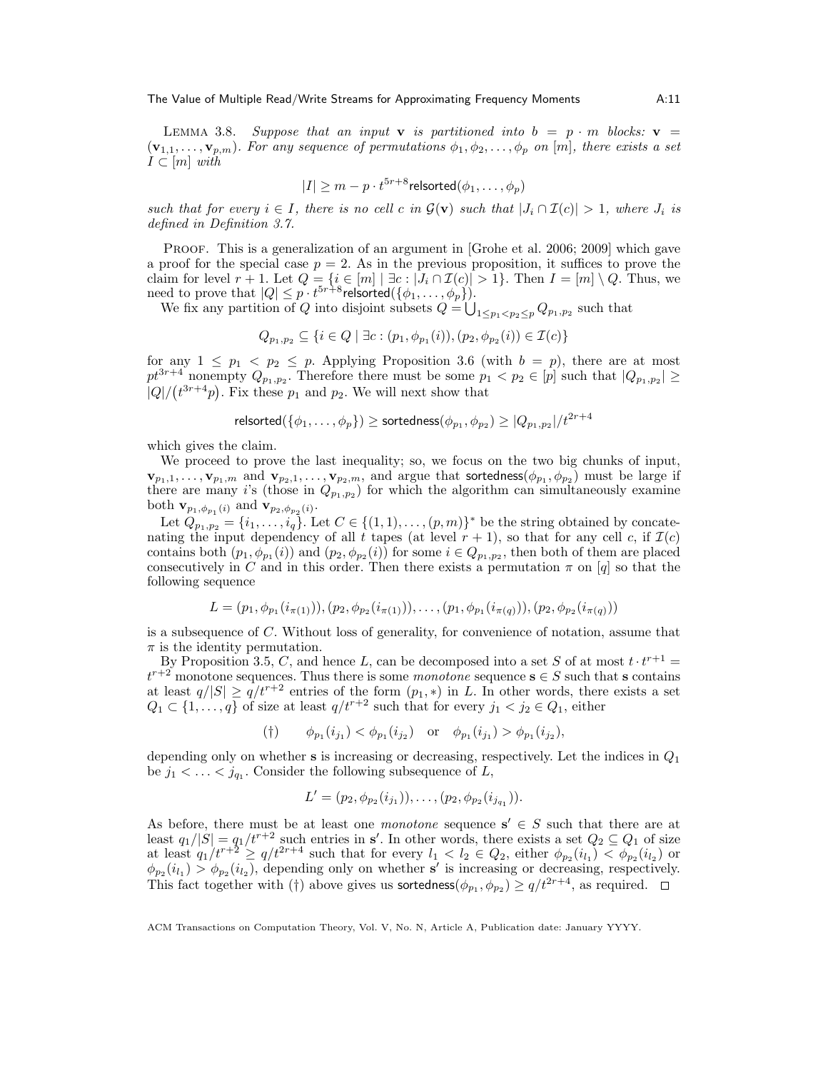LEMMA 3.8. *Suppose that an input* $\mathbf{v}$ *is partitioned into* $b = p \cdot m$ *blocks:* $\mathbf{v} = (\mathbf{v}_{1,1}, \ldots, \mathbf{v}_{p,m})$. *For any sequence of permutations* $\phi_1, \phi_2, \ldots, \phi_p$ *on* $[m]$, *there exists a set* $I \subset [m]$ *with*

$$|I| \geq m - p \cdot t^{5r+8} \mathsf{relsorted}(\phi_1, \ldots, \phi_p)$$

*such that for every* $i \in I$, *there is no cell* $c$ *in* $\mathcal{G}(\mathbf{v})$ *such that* $|J_i \cap \mathcal{I}(c)| > 1$, *where* $J_i$ *is defined in Definition 3.7.*

PROOF. This is a generalization of an argument in [Grohe et al. 2006; 2009] which gave a proof for the special case $p = 2$. As in the previous proposition, it suffices to prove the claim for level $r + 1$. Let $Q = \{i \in [m] \mid \exists c : |J_i \cap \mathcal{I}(c)| > 1\}$. Then $I = [m] \setminus Q$. Thus, we need to prove that $|Q| \leq p \cdot t^{5r+8} \mathsf{relsorted}(\{\phi_1, \ldots, \phi_p\})$.

We fix any partition of $Q$ into disjoint subsets $Q = \bigcup_{1 \leq p_1 < p_2 \leq p} Q_{p_1,p_2}$ such that

$$Q_{p_1,p_2} \subseteq \{i \in Q \mid \exists c : (p_1, \phi_{p_1}(i)), (p_2, \phi_{p_2}(i)) \in \mathcal{I}(c)\}$$

for any $1 \leq p_1 < p_2 \leq p$. Applying Proposition 3.6 (with $b = p$), there are at most $pt^{3r+4}$ nonempty $Q_{p_1,p_2}$. Therefore there must be some $p_1 < p_2 \in [p]$ such that $|Q_{p_1,p_2}| \geq |Q|/(t^{3r+4}p)$. Fix these $p_1$ and $p_2$. We will next show that

$$\mathsf{relsorted}(\{\phi_1, \ldots, \phi_p\}) \geq \mathsf{sortedness}(\phi_{p_1}, \phi_{p_2}) \geq |Q_{p_1,p_2}|/t^{2r+4}$$

which gives the claim.

We proceed to prove the last inequality; so, we focus on the two big chunks of input, $\mathbf{v}_{p_1,1}, \ldots, \mathbf{v}_{p_1,m}$ and $\mathbf{v}_{p_2,1}, \ldots, \mathbf{v}_{p_2,m}$, and argue that $\mathsf{sortedness}(\phi_{p_1}, \phi_{p_2})$ must be large if there are many $i$'s (those in $Q_{p_1,p_2}$) for which the algorithm can simultaneously examine both $\mathbf{v}_{p_1,\phi_{p_1}(i)}$ and $\mathbf{v}_{p_2,\phi_{p_2}(i)}$.

Let $Q_{p_1,p_2} = \{i_1, \ldots, i_q\}$. Let $C \in \{(1,1), \ldots, (p,m)\}^*$ be the string obtained by concatenating the input dependency of all $t$ tapes (at level $r + 1$), so that for any cell $c$, if $\mathcal{I}(c)$ contains both $(p_1, \phi_{p_1}(i))$ and $(p_2, \phi_{p_2}(i))$ for some $i \in Q_{p_1,p_2}$, then both of them are placed consecutively in $C$ and in this order. Then there exists a permutation $\pi$ on $[q]$ so that the following sequence

$$L = (p_1, \phi_{p_1}(i_{\pi(1)})), (p_2, \phi_{p_2}(i_{\pi(1)})), \ldots, (p_1, \phi_{p_1}(i_{\pi(q)})), (p_2, \phi_{p_2}(i_{\pi(q)}))$$

is a subsequence of $C$. Without loss of generality, for convenience of notation, assume that $\pi$ is the identity permutation.

By Proposition 3.5, $C$, and hence $L$, can be decomposed into a set $S$ of at most $t \cdot t^{r+1} = t^{r+2}$ monotone sequences. Thus there is some *monotone* sequence $\mathbf{s} \in S$ such that $\mathbf{s}$ contains at least $q/|S| \geq q/t^{r+2}$ entries of the form $(p_1, *)$ in $L$. In other words, there exists a set $Q_1 \subset \{1, \ldots, q\}$ of size at least $q/t^{r+2}$ such that for every $j_1 < j_2 \in Q_1$, either

$$(\dagger) \qquad \phi_{p_1}(i_{j_1}) < \phi_{p_1}(i_{j_2}) \quad \text{or} \quad \phi_{p_1}(i_{j_1}) > \phi_{p_1}(i_{j_2}),$$

depending only on whether $\mathbf{s}$ is increasing or decreasing, respectively. Let the indices in $Q_1$ be $j_1 < \ldots < j_{q_1}$. Consider the following subsequence of $L$,

$$L' = (p_2, \phi_{p_2}(i_{j_1})), \ldots, (p_2, \phi_{p_2}(i_{j_{q_1}})).$$

As before, there must be at least one *monotone* sequence $\mathbf{s}' \in S$ such that there are at least $q_1/|S| = q_1/t^{r+2}$ such entries in $\mathbf{s}'$. In other words, there exists a set $Q_2 \subseteq Q_1$ of size at least $q_1/t^{r+2} \geq q/t^{2r+4}$ such that for every $l_1 < l_2 \in Q_2$, either $\phi_{p_2}(i_{l_1}) < \phi_{p_2}(i_{l_2})$ or $\phi_{p_2}(i_{l_1}) > \phi_{p_2}(i_{l_2})$, depending only on whether $\mathbf{s}'$ is increasing or decreasing, respectively. This fact together with $(\dagger)$ above gives us $\mathsf{sortedness}(\phi_{p_1}, \phi_{p_2}) \geq q/t^{2r+4}$, as required. $\square$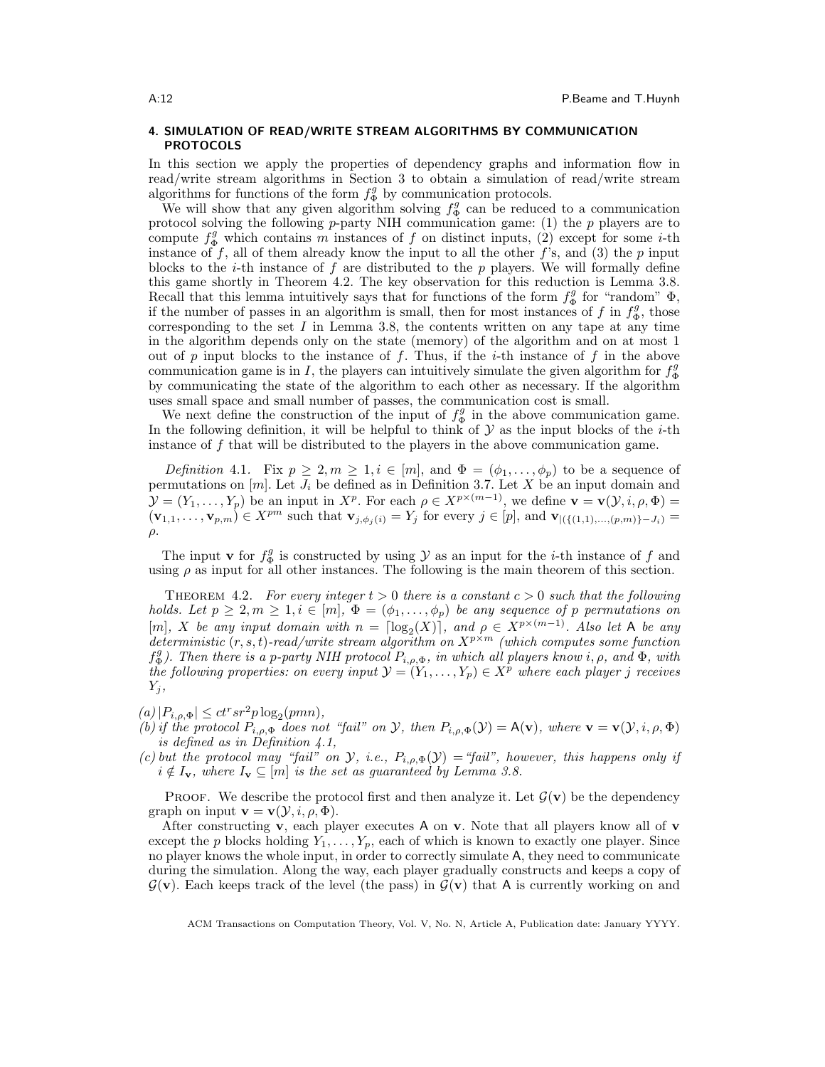## 4. SIMULATION OF READ/WRITE STREAM ALGORITHMS BY COMMUNICATION PROTOCOLS

In this section we apply the properties of dependency graphs and information flow in read/write stream algorithms in Section 3 to obtain a simulation of read/write stream algorithms for functions of the form $f_\Phi^g$ by communication protocols.

We will show that any given algorithm solving $f_\Phi^g$ can be reduced to a communication protocol solving the following $p$-party NIH communication game: (1) the $p$ players are to compute $f_\Phi^g$ which contains $m$ instances of $f$ on distinct inputs, (2) except for some $i$-th instance of $f$, all of them already know the input to all the other $f$'s, and (3) the $p$ input blocks to the $i$-th instance of $f$ are distributed to the $p$ players. We will formally define this game shortly in Theorem 4.2. The key observation for this reduction is Lemma 3.8. Recall that this lemma intuitively says that for functions of the form $f_\Phi^g$ for "random" $\Phi$, if the number of passes in an algorithm is small, then for most instances of $f$ in $f_\Phi^g$, those corresponding to the set $I$ in Lemma 3.8, the contents written on any tape at any time in the algorithm depends only on the state (memory) of the algorithm and on at most 1 out of $p$ input blocks to the instance of $f$. Thus, if the $i$-th instance of $f$ in the above communication game is in $I$, the players can intuitively simulate the given algorithm for $f_\Phi^g$ by communicating the state of the algorithm to each other as necessary. If the algorithm uses small space and small number of passes, the communication cost is small.

We next define the construction of the input of $f_\Phi^g$ in the above communication game. In the following definition, it will be helpful to think of $\mathcal{Y}$ as the input blocks of the $i$-th instance of $f$ that will be distributed to the players in the above communication game.

*Definition* 4.1. Fix $p \geq 2, m \geq 1, i \in [m]$, and $\Phi = (\phi_1, \ldots, \phi_p)$ to be a sequence of permutations on $[m]$. Let $J_i$ be defined as in Definition 3.7. Let $X$ be an input domain and $\mathcal{Y} = (Y_1, \ldots, Y_p)$ be an input in $X^p$. For each $\rho \in X^{p\times(m-1)}$, we define $\mathbf{v} = \mathbf{v}(\mathcal{Y}, i, \rho, \Phi) = (\mathbf{v}_{1,1}, \ldots, \mathbf{v}_{p,m}) \in X^{pm}$ such that $\mathbf{v}_{j,\phi_j(i)} = Y_j$ for every $j \in [p]$, and $\mathbf{v}_{|(\{(1,1),\ldots,(p,m)\}-J_i)} = \rho$.

The input $\mathbf{v}$ for $f_\Phi^g$ is constructed by using $\mathcal{Y}$ as an input for the $i$-th instance of $f$ and using $\rho$ as input for all other instances. The following is the main theorem of this section.

THEOREM 4.2. *For every integer $t > 0$ there is a constant $c > 0$ such that the following holds. Let $p \geq 2, m \geq 1, i \in [m]$, $\Phi = (\phi_1, \ldots, \phi_p)$ be any sequence of $p$ permutations on $[m]$, $X$ be any input domain with $n = \lceil \log_2(X) \rceil$, and $\rho \in X^{p\times(m-1)}$. Also let $\mathsf{A}$ be any deterministic $(r, s, t)$-read/write stream algorithm on $X^{p\times m}$ (which computes some function $f_\Phi^g$). Then there is a $p$-party NIH protocol $P_{i,\rho,\Phi}$, in which all players know $i, \rho$, and $\Phi$, with the following properties: on every input $\mathcal{Y} = (Y_1, \ldots, Y_p) \in X^p$ where each player $j$ receives $Y_j$,*

*(a)* $|P_{i,\rho,\Phi}| \leq ct^r sr^2 p \log_2(pmn)$,
*(b) if the protocol $P_{i,\rho,\Phi}$ does not "fail" on $\mathcal{Y}$, then $P_{i,\rho,\Phi}(\mathcal{Y}) = \mathsf{A}(\mathbf{v})$, where $\mathbf{v} = \mathbf{v}(\mathcal{Y}, i, \rho, \Phi)$ is defined as in Definition 4.1,*
*(c) but the protocol may "fail" on $\mathcal{Y}$, i.e., $P_{i,\rho,\Phi}(\mathcal{Y}) =$ "fail", however, this happens only if $i \notin I_\mathbf{v}$, where $I_\mathbf{v} \subseteq [m]$ is the set as guaranteed by Lemma 3.8.*

PROOF. We describe the protocol first and then analyze it. Let $\mathcal{G}(\mathbf{v})$ be the dependency graph on input $\mathbf{v} = \mathbf{v}(\mathcal{Y}, i, \rho, \Phi)$.

After constructing $\mathbf{v}$, each player executes $\mathsf{A}$ on $\mathbf{v}$. Note that all players know all of $\mathbf{v}$ except the $p$ blocks holding $Y_1, \ldots, Y_p$, each of which is known to exactly one player. Since no player knows the whole input, in order to correctly simulate $\mathsf{A}$, they need to communicate during the simulation. Along the way, each player gradually constructs and keeps a copy of $\mathcal{G}(\mathbf{v})$. Each keeps track of the level (the pass) in $\mathcal{G}(\mathbf{v})$ that $\mathsf{A}$ is currently working on and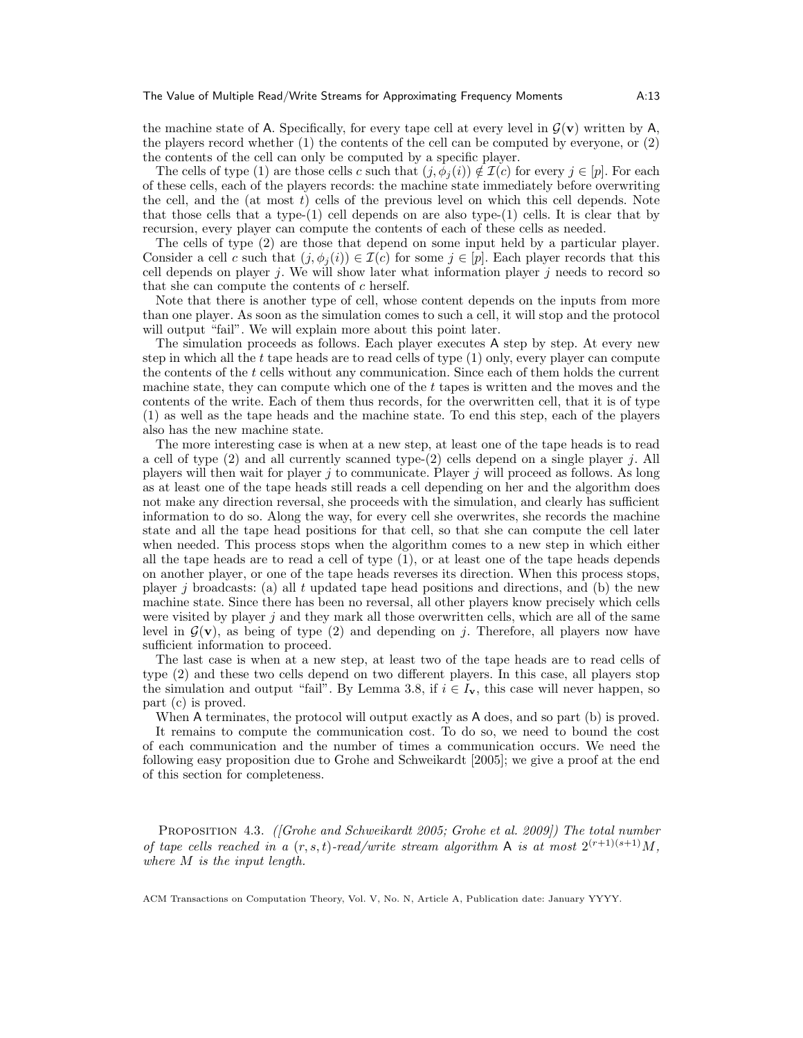the machine state of A. Specifically, for every tape cell at every level in $\mathcal{G}(\mathbf{v})$ written by A, the players record whether (1) the contents of the cell can be computed by everyone, or (2) the contents of the cell can only be computed by a specific player.

The cells of type (1) are those cells $c$ such that $(j, \phi_j(i)) \notin \mathcal{I}(c)$ for every $j \in [p]$. For each of these cells, each of the players records: the machine state immediately before overwriting the cell, and the (at most $t$) cells of the previous level on which this cell depends. Note that those cells that a type-(1) cell depends on are also type-(1) cells. It is clear that by recursion, every player can compute the contents of each of these cells as needed.

The cells of type (2) are those that depend on some input held by a particular player. Consider a cell $c$ such that $(j, \phi_j(i)) \in \mathcal{I}(c)$ for some $j \in [p]$. Each player records that this cell depends on player $j$. We will show later what information player $j$ needs to record so that she can compute the contents of $c$ herself.

Note that there is another type of cell, whose content depends on the inputs from more than one player. As soon as the simulation comes to such a cell, it will stop and the protocol will output "fail". We will explain more about this point later.

The simulation proceeds as follows. Each player executes A step by step. At every new step in which all the $t$ tape heads are to read cells of type (1) only, every player can compute the contents of the $t$ cells without any communication. Since each of them holds the current machine state, they can compute which one of the $t$ tapes is written and the moves and the contents of the write. Each of them thus records, for the overwritten cell, that it is of type (1) as well as the tape heads and the machine state. To end this step, each of the players also has the new machine state.

The more interesting case is when at a new step, at least one of the tape heads is to read a cell of type (2) and all currently scanned type-(2) cells depend on a single player $j$. All players will then wait for player $j$ to communicate. Player $j$ will proceed as follows. As long as at least one of the tape heads still reads a cell depending on her and the algorithm does not make any direction reversal, she proceeds with the simulation, and clearly has sufficient information to do so. Along the way, for every cell she overwrites, she records the machine state and all the tape head positions for that cell, so that she can compute the cell later when needed. This process stops when the algorithm comes to a new step in which either all the tape heads are to read a cell of type (1), or at least one of the tape heads depends on another player, or one of the tape heads reverses its direction. When this process stops, player $j$ broadcasts: (a) all $t$ updated tape head positions and directions, and (b) the new machine state. Since there has been no reversal, all other players know precisely which cells were visited by player $j$ and they mark all those overwritten cells, which are all of the same level in $\mathcal{G}(\mathbf{v})$, as being of type (2) and depending on $j$. Therefore, all players now have sufficient information to proceed.

The last case is when at a new step, at least two of the tape heads are to read cells of type (2) and these two cells depend on two different players. In this case, all players stop the simulation and output "fail". By Lemma 3.8, if $i \in I_{\mathbf{v}}$, this case will never happen, so part (c) is proved.

When A terminates, the protocol will output exactly as A does, and so part (b) is proved.

It remains to compute the communication cost. To do so, we need to bound the cost of each communication and the number of times a communication occurs. We need the following easy proposition due to Grohe and Schweikardt [2005]; we give a proof at the end of this section for completeness.

Proposition 4.3. *([Grohe and Schweikardt 2005; Grohe et al. 2009]) The total number of tape cells reached in a $(r, s, t)$-read/write stream algorithm A is at most $2^{(r+1)(s+1)}M$, where $M$ is the input length.*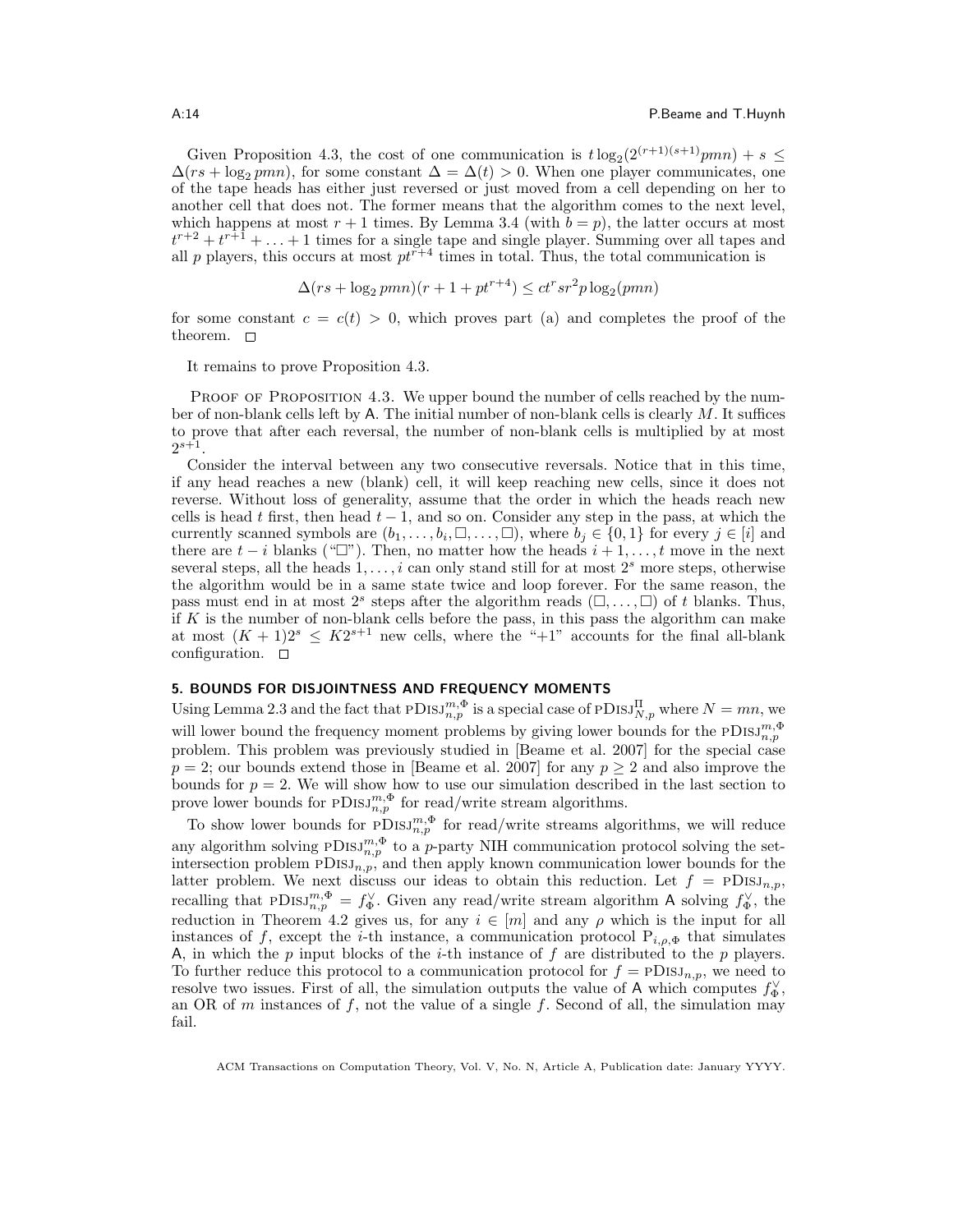Given Proposition 4.3, the cost of one communication is $t \log_2(2^{(r+1)(s+1)} pmn) + s \leq \Delta(rs + \log_2 pmn)$, for some constant $\Delta = \Delta(t) > 0$. When one player communicates, one of the tape heads has either just reversed or just moved from a cell depending on her to another cell that does not. The former means that the algorithm comes to the next level, which happens at most $r + 1$ times. By Lemma 3.4 (with $b = p$), the latter occurs at most $t^{r+2} + t^{r+1} + \ldots + 1$ times for a single tape and single player. Summing over all tapes and all $p$ players, this occurs at most $pt^{r+4}$ times in total. Thus, the total communication is

$$\Delta(rs + \log_2 pmn)(r + 1 + pt^{r+4}) \leq ct^r sr^2 p \log_2(pmn)$$

for some constant $c = c(t) > 0$, which proves part (a) and completes the proof of the theorem. $\square$

It remains to prove Proposition 4.3.

Proof of Proposition 4.3. We upper bound the number of cells reached by the number of non-blank cells left by A. The initial number of non-blank cells is clearly $M$. It suffices to prove that after each reversal, the number of non-blank cells is multiplied by at most $2^{s+1}$.

Consider the interval between any two consecutive reversals. Notice that in this time, if any head reaches a new (blank) cell, it will keep reaching new cells, since it does not reverse. Without loss of generality, assume that the order in which the heads reach new cells is head $t$ first, then head $t - 1$, and so on. Consider any step in the pass, at which the currently scanned symbols are $(b_1, \ldots, b_i, \square, \ldots, \square)$, where $b_j \in \{0, 1\}$ for every $j \in [i]$ and there are $t - i$ blanks ("$\square$"). Then, no matter how the heads $i + 1, \ldots, t$ move in the next several steps, all the heads $1, \ldots, i$ can only stand still for at most $2^s$ more steps, otherwise the algorithm would be in a same state twice and loop forever. For the same reason, the pass must end in at most $2^s$ steps after the algorithm reads $(\square, \ldots, \square)$ of $t$ blanks. Thus, if $K$ is the number of non-blank cells before the pass, in this pass the algorithm can make at most $(K + 1)2^s \leq K2^{s+1}$ new cells, where the "+1" accounts for the final all-blank configuration. $\square$

## 5. BOUNDS FOR DISJOINTNESS AND FREQUENCY MOMENTS

Using Lemma 2.3 and the fact that $\text{PDISJ}^{m,\Phi}_{n,p}$ is a special case of $\text{PDISJ}^{\Pi}_{N,p}$ where $N = mn$, we will lower bound the frequency moment problems by giving lower bounds for the $\text{PDISJ}^{m,\Phi}_{n,p}$ problem. This problem was previously studied in [Beame et al. 2007] for the special case $p = 2$; our bounds extend those in [Beame et al. 2007] for any $p \geq 2$ and also improve the bounds for $p = 2$. We will show how to use our simulation described in the last section to prove lower bounds for $\text{PDISJ}^{m,\Phi}_{n,p}$ for read/write stream algorithms.

To show lower bounds for $\text{PDISJ}^{m,\Phi}_{n,p}$ for read/write streams algorithms, we will reduce any algorithm solving $\text{PDISJ}^{m,\Phi}_{n,p}$ to a $p$-party NIH communication protocol solving the set-intersection problem $\text{PDISJ}_{n,p}$, and then apply known communication lower bounds for the latter problem. We next discuss our ideas to obtain this reduction. Let $f = \text{PDISJ}_{n,p}$, recalling that $\text{PDISJ}^{m,\Phi}_{n,p} = f^{\vee}_{\Phi}$. Given any read/write stream algorithm A solving $f^{\vee}_{\Phi}$, the reduction in Theorem 4.2 gives us, for any $i \in [m]$ and any $\rho$ which is the input for all instances of $f$, except the $i$-th instance, a communication protocol $\text{P}_{i,\rho,\Phi}$ that simulates A, in which the $p$ input blocks of the $i$-th instance of $f$ are distributed to the $p$ players. To further reduce this protocol to a communication protocol for $f = \text{PDISJ}_{n,p}$, we need to resolve two issues. First of all, the simulation outputs the value of A which computes $f^{\vee}_{\Phi}$, an OR of $m$ instances of $f$, not the value of a single $f$. Second of all, the simulation may fail.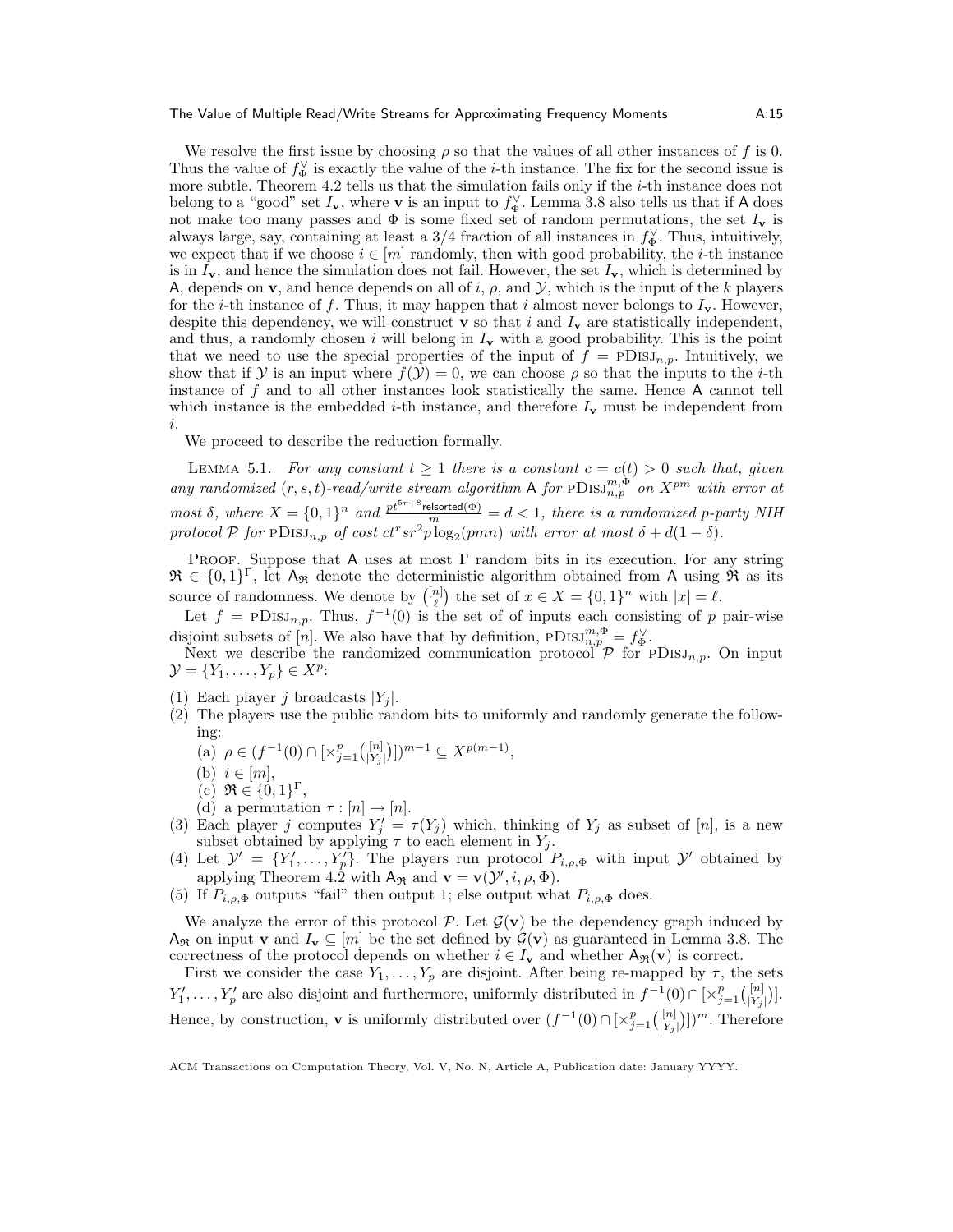We resolve the first issue by choosing $\rho$ so that the values of all other instances of $f$ is 0. Thus the value of $f_\Phi^\vee$ is exactly the value of the $i$-th instance. The fix for the second issue is more subtle. Theorem 4.2 tells us that the simulation fails only if the $i$-th instance does not belong to a "good" set $I_\mathbf{v}$, where $\mathbf{v}$ is an input to $f_\Phi^\vee$. Lemma 3.8 also tells us that if A does not make too many passes and $\Phi$ is some fixed set of random permutations, the set $I_\mathbf{v}$ is always large, say, containing at least a 3/4 fraction of all instances in $f_\Phi^\vee$. Thus, intuitively, we expect that if we choose $i \in [m]$ randomly, then with good probability, the $i$-th instance is in $I_\mathbf{v}$, and hence the simulation does not fail. However, the set $I_\mathbf{v}$, which is determined by A, depends on $\mathbf{v}$, and hence depends on all of $i$, $\rho$, and $\mathcal{Y}$, which is the input of the $k$ players for the $i$-th instance of $f$. Thus, it may happen that $i$ almost never belongs to $I_\mathbf{v}$. However, despite this dependency, we will construct $\mathbf{v}$ so that $i$ and $I_\mathbf{v}$ are statistically independent, and thus, a randomly chosen $i$ will belong in $I_\mathbf{v}$ with a good probability. This is the point that we need to use the special properties of the input of $f = \text{PDISJ}_{n,p}$. Intuitively, we show that if $\mathcal{Y}$ is an input where $f(\mathcal{Y}) = 0$, we can choose $\rho$ so that the inputs to the $i$-th instance of $f$ and to all other instances look statistically the same. Hence A cannot tell which instance is the embedded $i$-th instance, and therefore $I_\mathbf{v}$ must be independent from $i$.

We proceed to describe the reduction formally.

LEMMA 5.1. *For any constant $t \geq 1$ there is a constant $c = c(t) > 0$ such that, given any randomized $(r, s, t)$-read/write stream algorithm A for $\text{PDISJ}_{n,p}^{m,\Phi}$ on $X^{pm}$ with error at most $\delta$, where $X = \{0,1\}^n$ and $\frac{pt^{5r+8}\mathsf{relsorted}(\Phi)}{m} = d < 1$, there is a randomized $p$-party NIH protocol $\mathcal{P}$ for $\text{PDISJ}_{n,p}$ of cost $ct^r sr^2 p \log_2(pmn)$ with error at most $\delta + d(1-\delta)$.*

PROOF. Suppose that A uses at most $\Gamma$ random bits in its execution. For any string $\mathfrak{R} \in \{0,1\}^\Gamma$, let $\mathsf{A}_\mathfrak{R}$ denote the deterministic algorithm obtained from A using $\mathfrak{R}$ as its source of randomness. We denote by $\binom{[n]}{\ell}$ the set of $x \in X = \{0,1\}^n$ with $|x| = \ell$.

Let $f = \text{PDISJ}_{n,p}$. Thus, $f^{-1}(0)$ is the set of of inputs each consisting of $p$ pair-wise disjoint subsets of $[n]$. We also have that by definition, $\text{PDISJ}_{n,p}^{m,\Phi} = f_\Phi^\vee$.

Next we describe the randomized communication protocol $\mathcal{P}$ for $\text{PDISJ}_{n,p}$. On input $\mathcal{Y} = \{Y_1, \ldots, Y_p\} \in X^p$:

(1) Each player $j$ broadcasts $|Y_j|$.
(2) The players use the public random bits to uniformly and randomly generate the following:
   (a) $\rho \in (f^{-1}(0) \cap [\times_{j=1}^p \binom{[n]}{|Y_j|}])^{m-1} \subseteq X^{p(m-1)}$,
   (b) $i \in [m]$,
   (c) $\mathfrak{R} \in \{0,1\}^\Gamma$,
   (d) a permutation $\tau : [n] \to [n]$.
(3) Each player $j$ computes $Y_j' = \tau(Y_j)$ which, thinking of $Y_j$ as subset of $[n]$, is a new subset obtained by applying $\tau$ to each element in $Y_j$.
(4) Let $\mathcal{Y}' = \{Y_1', \ldots, Y_p'\}$. The players run protocol $P_{i,\rho,\Phi}$ with input $\mathcal{Y}'$ obtained by applying Theorem 4.2 with $\mathsf{A}_\mathfrak{R}$ and $\mathbf{v} = \mathbf{v}(\mathcal{Y}', i, \rho, \Phi)$.
(5) If $P_{i,\rho,\Phi}$ outputs "fail" then output 1; else output what $P_{i,\rho,\Phi}$ does.

We analyze the error of this protocol $\mathcal{P}$. Let $\mathcal{G}(\mathbf{v})$ be the dependency graph induced by $\mathsf{A}_\mathfrak{R}$ on input $\mathbf{v}$ and $I_\mathbf{v} \subseteq [m]$ be the set defined by $\mathcal{G}(\mathbf{v})$ as guaranteed in Lemma 3.8. The correctness of the protocol depends on whether $i \in I_\mathbf{v}$ and whether $\mathsf{A}_\mathfrak{R}(\mathbf{v})$ is correct.

First we consider the case $Y_1, \ldots, Y_p$ are disjoint. After being re-mapped by $\tau$, the sets $Y_1', \ldots, Y_p'$ are also disjoint and furthermore, uniformly distributed in $f^{-1}(0) \cap [\times_{j=1}^p \binom{[n]}{|Y_j|}]$. Hence, by construction, $\mathbf{v}$ is uniformly distributed over $(f^{-1}(0) \cap [\times_{j=1}^p \binom{[n]}{|Y_j|}])^m$. Therefore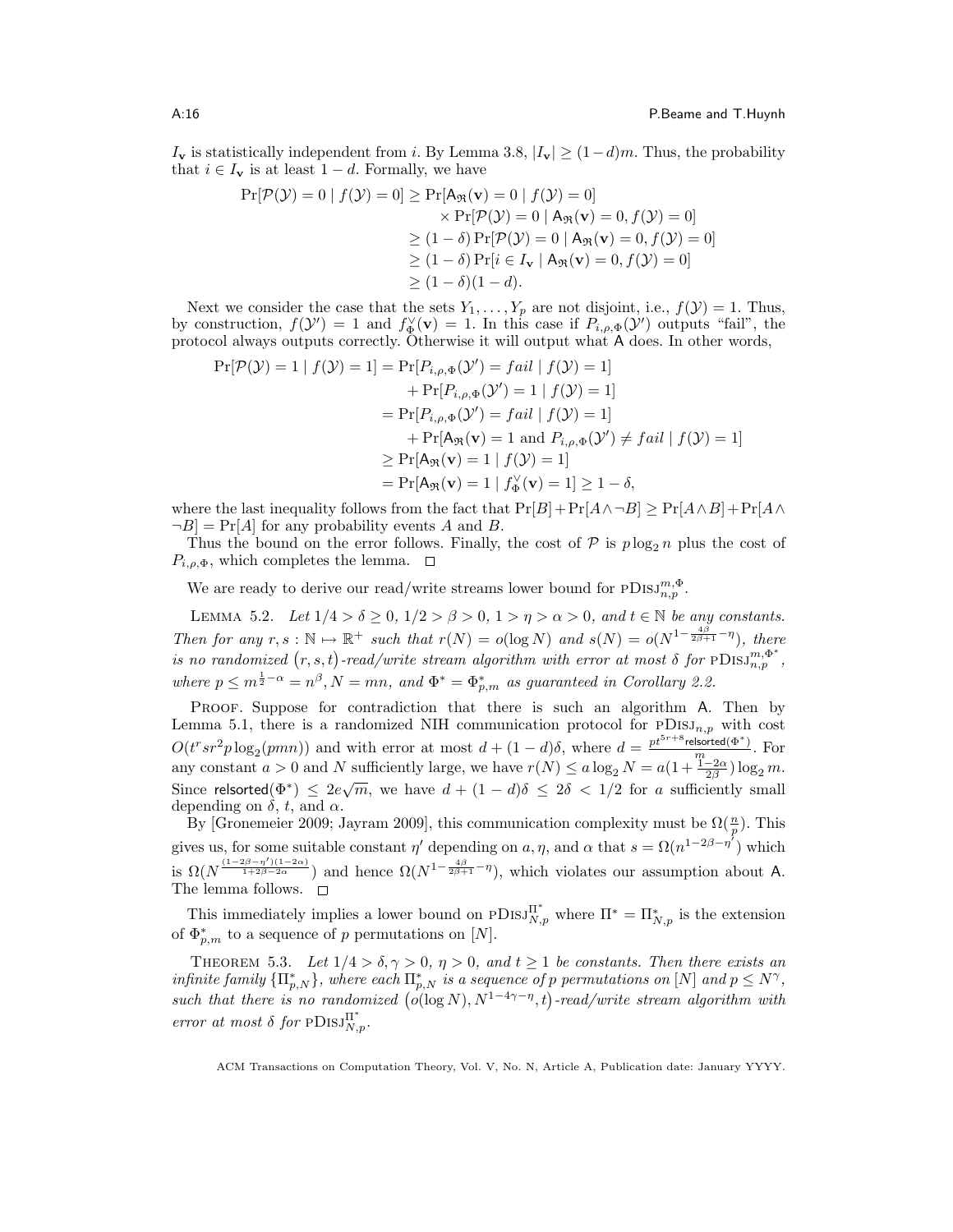$I_{\mathbf{v}}$ is statistically independent from $i$. By Lemma 3.8, $|I_{\mathbf{v}}| \geq (1-d)m$. Thus, the probability that $i \in I_{\mathbf{v}}$ is at least $1-d$. Formally, we have

$$
\begin{aligned}
\Pr[\mathcal{P}(\mathcal{Y}) = 0 \mid f(\mathcal{Y}) = 0] &\geq \Pr[\mathsf{A}_{\mathfrak{R}}(\mathbf{v}) = 0 \mid f(\mathcal{Y}) = 0] \\
&\quad \times \Pr[\mathcal{P}(\mathcal{Y}) = 0 \mid \mathsf{A}_{\mathfrak{R}}(\mathbf{v}) = 0, f(\mathcal{Y}) = 0] \\
&\geq (1-\delta)\Pr[\mathcal{P}(\mathcal{Y}) = 0 \mid \mathsf{A}_{\mathfrak{R}}(\mathbf{v}) = 0, f(\mathcal{Y}) = 0] \\
&\geq (1-\delta)\Pr[i \in I_{\mathbf{v}} \mid \mathsf{A}_{\mathfrak{R}}(\mathbf{v}) = 0, f(\mathcal{Y}) = 0] \\
&\geq (1-\delta)(1-d).
\end{aligned}
$$

Next we consider the case that the sets $Y_1, \ldots, Y_p$ are not disjoint, i.e., $f(\mathcal{Y}) = 1$. Thus, by construction, $f(\mathcal{Y}') = 1$ and $f^{\vee}_{\Phi}(\mathbf{v}) = 1$. In this case if $P_{i,\rho,\Phi}(\mathcal{Y}')$ outputs "fail", the protocol always outputs correctly. Otherwise it will output what $\mathsf{A}$ does. In other words,

$$
\begin{aligned}
\Pr[\mathcal{P}(\mathcal{Y}) = 1 \mid f(\mathcal{Y}) = 1] &= \Pr[P_{i,\rho,\Phi}(\mathcal{Y}') = fail \mid f(\mathcal{Y}) = 1] \\
&\quad + \Pr[P_{i,\rho,\Phi}(\mathcal{Y}') = 1 \mid f(\mathcal{Y}) = 1] \\
&= \Pr[P_{i,\rho,\Phi}(\mathcal{Y}') = fail \mid f(\mathcal{Y}) = 1] \\
&\quad + \Pr[\mathsf{A}_{\mathfrak{R}}(\mathbf{v}) = 1 \text{ and } P_{i,\rho,\Phi}(\mathcal{Y}') \neq fail \mid f(\mathcal{Y}) = 1] \\
&\geq \Pr[\mathsf{A}_{\mathfrak{R}}(\mathbf{v}) = 1 \mid f(\mathcal{Y}) = 1] \\
&= \Pr[\mathsf{A}_{\mathfrak{R}}(\mathbf{v}) = 1 \mid f^{\vee}_{\Phi}(\mathbf{v}) = 1] \geq 1-\delta,
\end{aligned}
$$

where the last inequality follows from the fact that $\Pr[B] + \Pr[A \wedge \neg B] \geq \Pr[A \wedge B] + \Pr[A \wedge \neg B] = \Pr[A]$ for any probability events $A$ and $B$.

Thus the bound on the error follows. Finally, the cost of $\mathcal{P}$ is $p\log_2 n$ plus the cost of $P_{i,\rho,\Phi}$, which completes the lemma. $\square$

We are ready to derive our read/write streams lower bound for $\text{pDisj}^{m,\Phi}_{n,p}$.

LEMMA 5.2. *Let $1/4 > \delta \geq 0$, $1/2 > \beta > 0$, $1 > \eta > \alpha > 0$, and $t \in \mathbb{N}$ be any constants. Then for any $r, s : \mathbb{N} \mapsto \mathbb{R}^+$ such that $r(N) = o(\log N)$ and $s(N) = o(N^{1-\frac{4\beta}{2\beta+1}-\eta})$, there is no randomized $(r,s,t)$-read/write stream algorithm with error at most $\delta$ for $\text{pDisj}^{m,\Phi^*}_{n,p}$, where $p \leq m^{\frac{1}{2}-\alpha} = n^{\beta}$, $N = mn$, and $\Phi^* = \Phi^*_{p,m}$ as guaranteed in Corollary 2.2.*

PROOF. Suppose for contradiction that there is such an algorithm $\mathsf{A}$. Then by Lemma 5.1, there is a randomized NIH communication protocol for $\text{pDisj}_{n,p}$ with cost $O(t^r sr^2 p\log_2(pmn))$ and with error at most $d + (1-d)\delta$, where $d = \frac{pt^{5r+8}\mathsf{relsorted}(\Phi^*)}{m}$. For any constant $a > 0$ and $N$ sufficiently large, we have $r(N) \leq a\log_2 N = a(1+\frac{1-2\alpha}{2\beta})\log_2 m$. Since $\mathsf{relsorted}(\Phi^*) \leq 2e\sqrt{m}$, we have $d + (1-d)\delta \leq 2\delta < 1/2$ for $a$ sufficiently small depending on $\delta$, $t$, and $\alpha$.

By [Gronemeier 2009; Jayram 2009], this communication complexity must be $\Omega(\frac{n}{p})$. This gives us, for some suitable constant $\eta'$ depending on $a$, $\eta$, and $\alpha$ that $s = \Omega(n^{1-2\beta-\eta'})$ which is $\Omega(N^{\frac{(1-2\beta-\eta')(1-2\alpha)}{1+2\beta-2\alpha}})$ and hence $\Omega(N^{1-\frac{4\beta}{2\beta+1}-\eta})$, which violates our assumption about $\mathsf{A}$. The lemma follows. $\square$

This immediately implies a lower bound on $\text{pDisj}^{\Pi^*}_{N,p}$ where $\Pi^* = \Pi^*_{N,p}$ is the extension of $\Phi^*_{p,m}$ to a sequence of $p$ permutations on $[N]$.

THEOREM 5.3. *Let $1/4 > \delta, \gamma > 0$, $\eta > 0$, and $t \geq 1$ be constants. Then there exists an infinite family $\{\Pi^*_{p,N}\}$, where each $\Pi^*_{p,N}$ is a sequence of $p$ permutations on $[N]$ and $p \leq N^{\gamma}$, such that there is no randomized $(o(\log N), N^{1-4\gamma-\eta}, t)$-read/write stream algorithm with error at most $\delta$ for $\text{pDisj}^{\Pi^*}_{N,p}$.*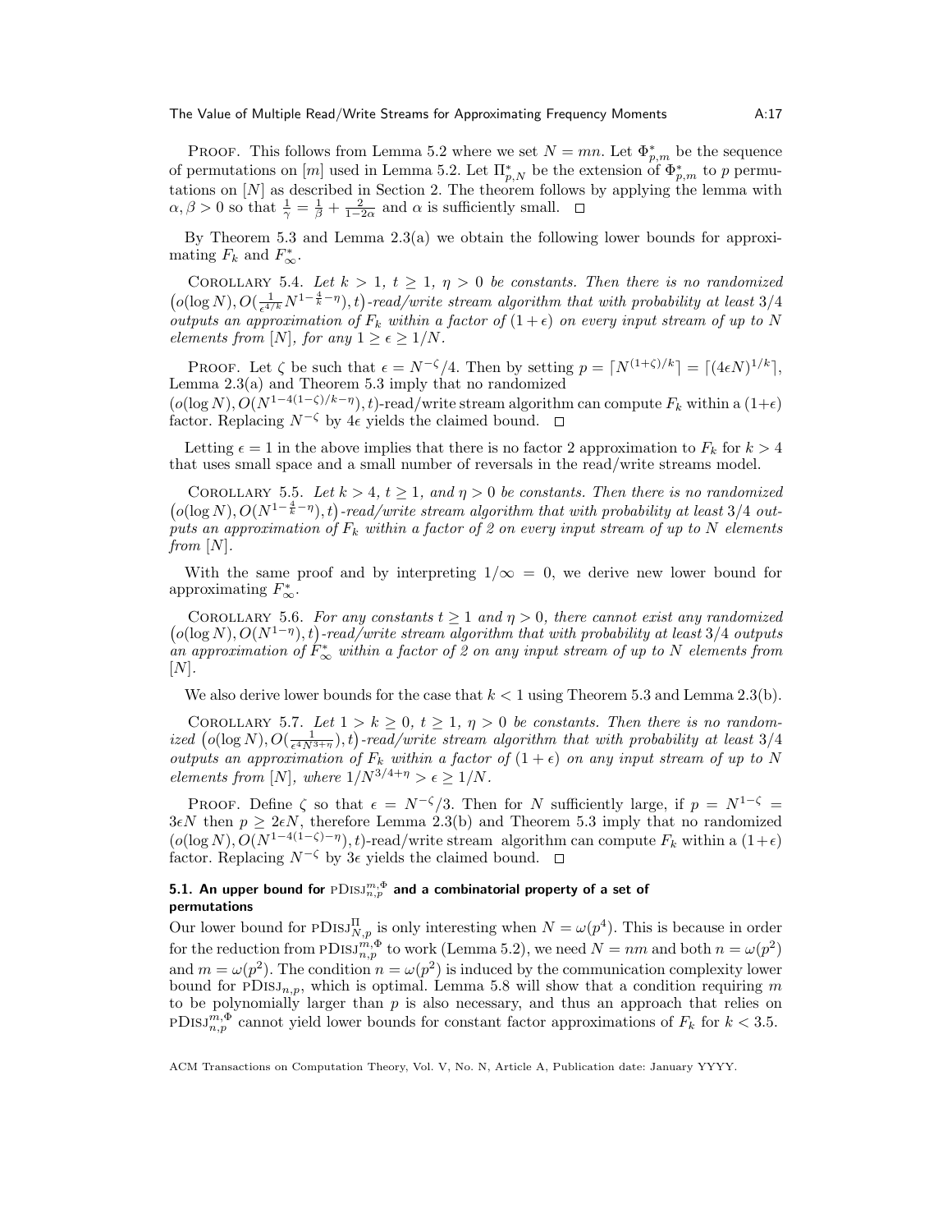PROOF. This follows from Lemma 5.2 where we set $N = mn$. Let $\Phi^*_{p,m}$ be the sequence of permutations on $[m]$ used in Lemma 5.2. Let $\Pi^*_{p,N}$ be the extension of $\Phi^*_{p,m}$ to $p$ permutations on $[N]$ as described in Section 2. The theorem follows by applying the lemma with $\alpha, \beta > 0$ so that $\frac{1}{\gamma} = \frac{1}{\beta} + \frac{2}{1-2\alpha}$ and $\alpha$ is sufficiently small. $\square$

By Theorem 5.3 and Lemma 2.3(a) we obtain the following lower bounds for approximating $F_k$ and $F^*_\infty$.

COROLLARY 5.4. *Let $k > 1$, $t \geq 1$, $\eta > 0$ be constants. Then there is no randomized $\big(o(\log N), O(\frac{1}{\epsilon^{4/k}} N^{1-\frac{4}{k}-\eta}), t\big)$-read/write stream algorithm that with probability at least $3/4$ outputs an approximation of $F_k$ within a factor of $(1+\epsilon)$ on every input stream of up to $N$ elements from $[N]$, for any $1 \geq \epsilon \geq 1/N$.*

PROOF. Let $\zeta$ be such that $\epsilon = N^{-\zeta}/4$. Then by setting $p = \lceil N^{(1+\zeta)/k} \rceil = \lceil (4\epsilon N)^{1/k} \rceil$, Lemma 2.3(a) and Theorem 5.3 imply that no randomized $(o(\log N), O(N^{1-4(1-\zeta)/k-\eta}), t)$-read/write stream algorithm can compute $F_k$ within a $(1+\epsilon)$ factor. Replacing $N^{-\zeta}$ by $4\epsilon$ yields the claimed bound. $\square$

Letting $\epsilon = 1$ in the above implies that there is no factor 2 approximation to $F_k$ for $k > 4$ that uses small space and a small number of reversals in the read/write streams model.

COROLLARY 5.5. *Let $k > 4$, $t \geq 1$, and $\eta > 0$ be constants. Then there is no randomized $\big(o(\log N), O(N^{1-\frac{4}{k}-\eta}), t\big)$-read/write stream algorithm that with probability at least $3/4$ outputs an approximation of $F_k$ within a factor of 2 on every input stream of up to $N$ elements from $[N]$.*

With the same proof and by interpreting $1/\infty = 0$, we derive new lower bound for approximating $F^*_\infty$.

COROLLARY 5.6. *For any constants $t \geq 1$ and $\eta > 0$, there cannot exist any randomized $\big(o(\log N), O(N^{1-\eta}), t\big)$-read/write stream algorithm that with probability at least $3/4$ outputs an approximation of $F^*_\infty$ within a factor of 2 on any input stream of up to $N$ elements from $[N]$.*

We also derive lower bounds for the case that $k < 1$ using Theorem 5.3 and Lemma 2.3(b).

COROLLARY 5.7. *Let $1 > k \geq 0$, $t \geq 1$, $\eta > 0$ be constants. Then there is no randomized $\big(o(\log N), O(\frac{1}{\epsilon^4 N^{3+\eta}}), t\big)$-read/write stream algorithm that with probability at least $3/4$ outputs an approximation of $F_k$ within a factor of $(1+\epsilon)$ on any input stream of up to $N$ elements from $[N]$, where $1/N^{3/4+\eta} > \epsilon \geq 1/N$.*

PROOF. Define $\zeta$ so that $\epsilon = N^{-\zeta}/3$. Then for $N$ sufficiently large, if $p = N^{1-\zeta} = 3\epsilon N$ then $p \geq 2\epsilon N$, therefore Lemma 2.3(b) and Theorem 5.3 imply that no randomized $(o(\log N), O(N^{1-4(1-\zeta)-\eta}), t)$-read/write stream algorithm can compute $F_k$ within a $(1+\epsilon)$ factor. Replacing $N^{-\zeta}$ by $3\epsilon$ yields the claimed bound. $\square$

### 5.1. An upper bound for $\text{pDisj}^{m,\Phi}_{n,p}$ and a combinatorial property of a set of permutations

Our lower bound for $\text{pDisj}^{\Pi}_{N,p}$ is only interesting when $N = \omega(p^4)$. This is because in order for the reduction from $\text{pDisj}^{m,\Phi}_{n,p}$ to work (Lemma 5.2), we need $N = nm$ and both $n = \omega(p^2)$ and $m = \omega(p^2)$. The condition $n = \omega(p^2)$ is induced by the communication complexity lower bound for $\text{pDisj}_{n,p}$, which is optimal. Lemma 5.8 will show that a condition requiring $m$ to be polynomially larger than $p$ is also necessary, and thus an approach that relies on $\text{pDisj}^{m,\Phi}_{n,p}$ cannot yield lower bounds for constant factor approximations of $F_k$ for $k < 3.5$.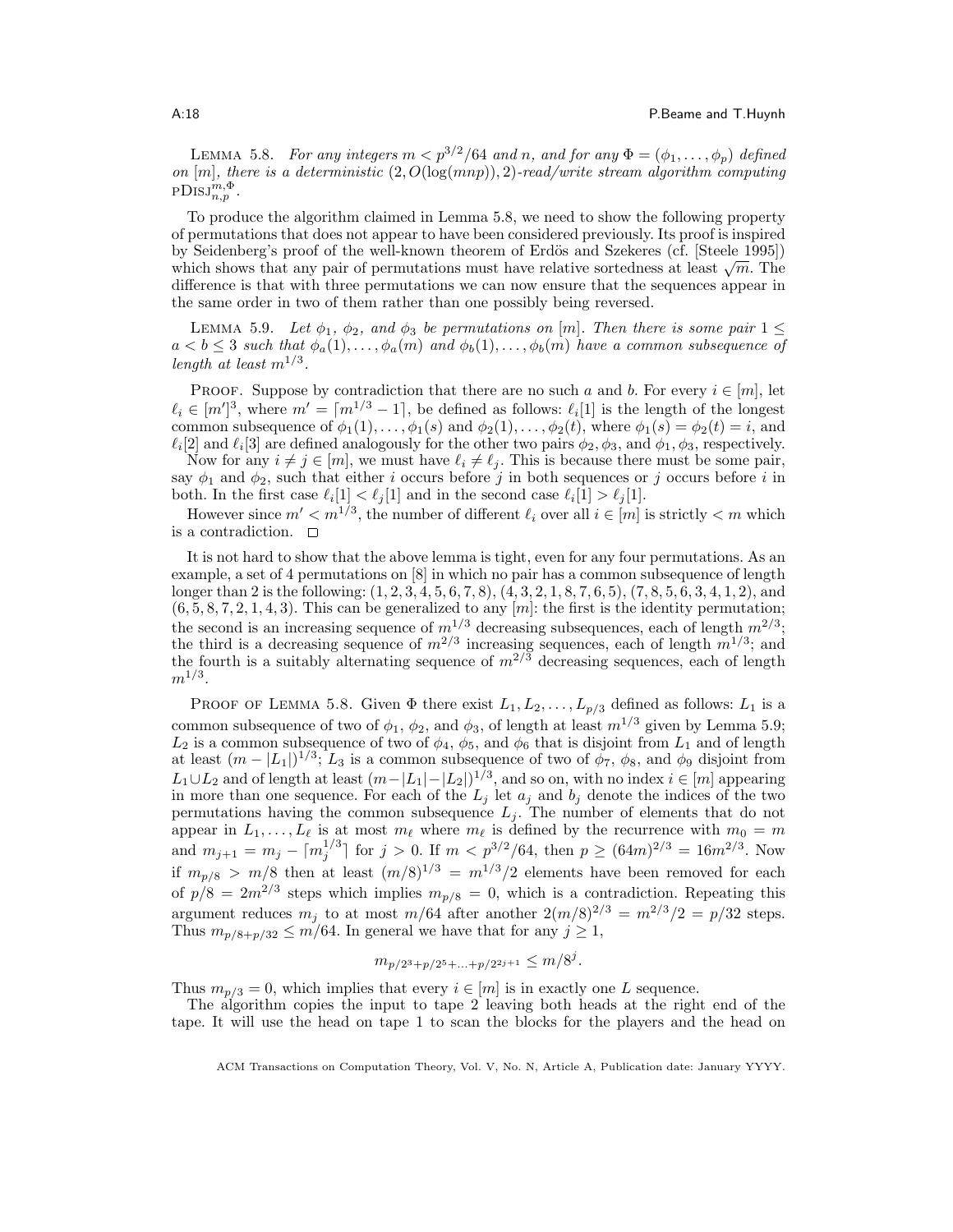LEMMA 5.8. *For any integers $m < p^{3/2}/64$ and $n$, and for any $\Phi = (\phi_1, \ldots, \phi_p)$ defined on $[m]$, there is a deterministic $(2, O(\log(mnp)), 2)$-read/write stream algorithm computing* $\mathrm{PDISJ}_{n,p}^{m,\Phi}$.

To produce the algorithm claimed in Lemma 5.8, we need to show the following property of permutations that does not appear to have been considered previously. Its proof is inspired by Seidenberg's proof of the well-known theorem of Erdös and Szekeres (cf. [Steele 1995]) which shows that any pair of permutations must have relative sortedness at least $\sqrt{m}$. The difference is that with three permutations we can now ensure that the sequences appear in the same order in two of them rather than one possibly being reversed.

LEMMA 5.9. *Let $\phi_1$, $\phi_2$, and $\phi_3$ be permutations on $[m]$. Then there is some pair $1 \leq a < b \leq 3$ such that $\phi_a(1), \ldots, \phi_a(m)$ and $\phi_b(1), \ldots, \phi_b(m)$ have a common subsequence of length at least $m^{1/3}$.*

PROOF. Suppose by contradiction that there are no such $a$ and $b$. For every $i \in [m]$, let $\ell_i \in [m']^3$, where $m' = \lceil m^{1/3} - 1 \rceil$, be defined as follows: $\ell_i[1]$ is the length of the longest common subsequence of $\phi_1(1), \ldots, \phi_1(s)$ and $\phi_2(1), \ldots, \phi_2(t)$, where $\phi_1(s) = \phi_2(t) = i$, and $\ell_i[2]$ and $\ell_i[3]$ are defined analogously for the other two pairs $\phi_2, \phi_3$, and $\phi_1, \phi_3$, respectively.

Now for any $i \neq j \in [m]$, we must have $\ell_i \neq \ell_j$. This is because there must be some pair, say $\phi_1$ and $\phi_2$, such that either $i$ occurs before $j$ in both sequences or $j$ occurs before $i$ in both. In the first case $\ell_i[1] < \ell_j[1]$ and in the second case $\ell_i[1] > \ell_j[1]$.

However since $m' < m^{1/3}$, the number of different $\ell_i$ over all $i \in [m]$ is strictly $< m$ which is a contradiction. □

It is not hard to show that the above lemma is tight, even for any four permutations. As an example, a set of 4 permutations on [8] in which no pair has a common subsequence of length longer than 2 is the following: $(1, 2, 3, 4, 5, 6, 7, 8)$, $(4, 3, 2, 1, 8, 7, 6, 5)$, $(7, 8, 5, 6, 3, 4, 1, 2)$, and $(6, 5, 8, 7, 2, 1, 4, 3)$. This can be generalized to any $[m]$: the first is the identity permutation; the second is an increasing sequence of $m^{1/3}$ decreasing subsequences, each of length $m^{2/3}$; the third is a decreasing sequence of $m^{2/3}$ increasing sequences, each of length $m^{1/3}$; and the fourth is a suitably alternating sequence of $m^{2/3}$ decreasing sequences, each of length $m^{1/3}$.

PROOF OF LEMMA 5.8. Given $\Phi$ there exist $L_1, L_2, \ldots, L_{p/3}$ defined as follows: $L_1$ is a common subsequence of two of $\phi_1$, $\phi_2$, and $\phi_3$, of length at least $m^{1/3}$ given by Lemma 5.9; $L_2$ is a common subsequence of two of $\phi_4$, $\phi_5$, and $\phi_6$ that is disjoint from $L_1$ and of length at least $(m - |L_1|)^{1/3}$; $L_3$ is a common subsequence of two of $\phi_7$, $\phi_8$, and $\phi_9$ disjoint from $L_1 \cup L_2$ and of length at least $(m - |L_1| - |L_2|)^{1/3}$, and so on, with no index $i \in [m]$ appearing in more than one sequence. For each of the $L_j$ let $a_j$ and $b_j$ denote the indices of the two permutations having the common subsequence $L_j$. The number of elements that do not appear in $L_1, \ldots, L_\ell$ is at most $m_\ell$ where $m_\ell$ is defined by the recurrence with $m_0 = m$ and $m_{j+1} = m_j - \lceil m_j^{1/3} \rceil$ for $j > 0$. If $m < p^{3/2}/64$, then $p \geq (64m)^{2/3} = 16m^{2/3}$. Now if $m_{p/8} > m/8$ then at least $(m/8)^{1/3} = m^{1/3}/2$ elements have been removed for each of $p/8 = 2m^{2/3}$ steps which implies $m_{p/8} = 0$, which is a contradiction. Repeating this argument reduces $m_j$ to at most $m/64$ after another $2(m/8)^{2/3} = m^{2/3}/2 = p/32$ steps. Thus $m_{p/8+p/32} \leq m/64$. In general we have that for any $j \geq 1$,

$$m_{p/2^3+p/2^5+\ldots+p/2^{2j+1}} \leq m/8^j.$$

Thus $m_{p/3} = 0$, which implies that every $i \in [m]$ is in exactly one $L$ sequence.

The algorithm copies the input to tape 2 leaving both heads at the right end of the tape. It will use the head on tape 1 to scan the blocks for the players and the head on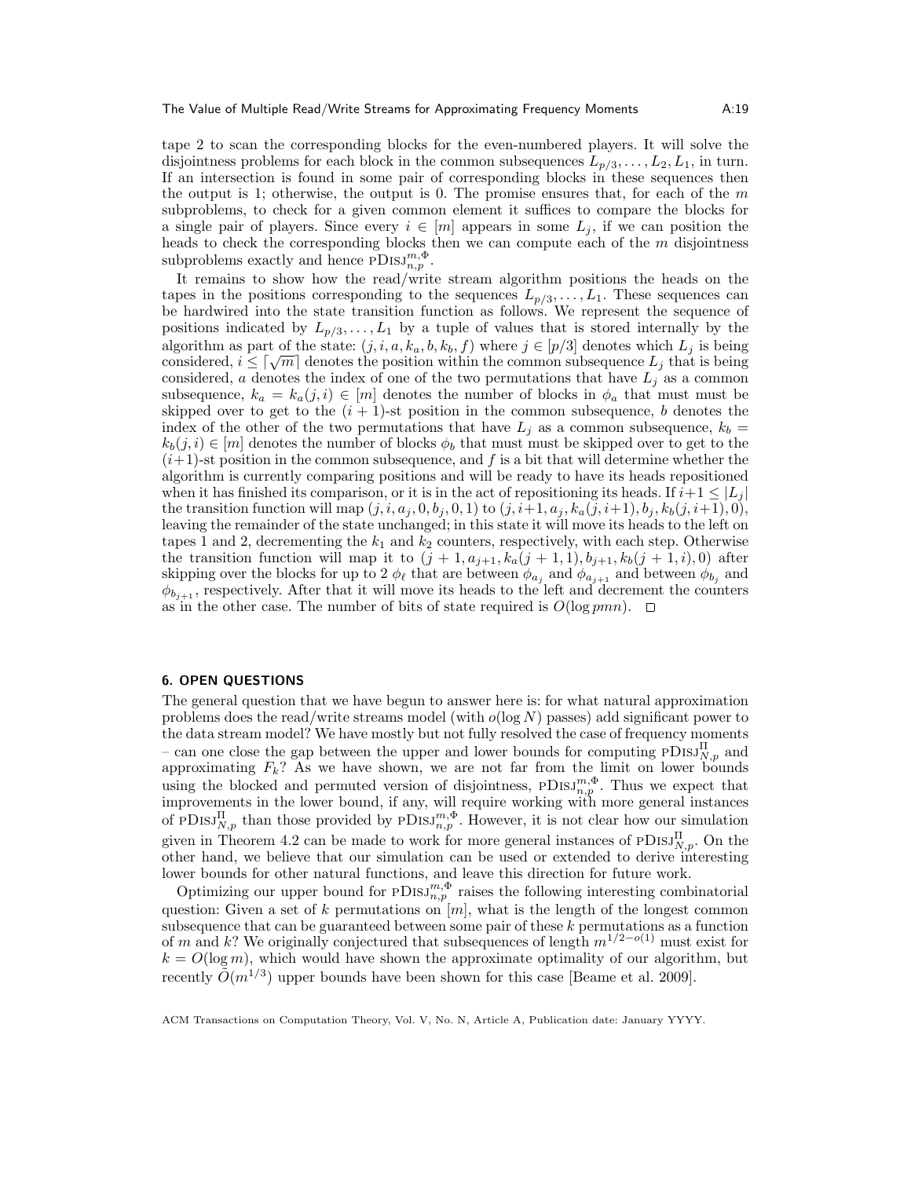tape 2 to scan the corresponding blocks for the even-numbered players. It will solve the disjointness problems for each block in the common subsequences $L_{p/3}, \ldots, L_2, L_1$, in turn. If an intersection is found in some pair of corresponding blocks in these sequences then the output is 1; otherwise, the output is 0. The promise ensures that, for each of the $m$ subproblems, to check for a given common element it suffices to compare the blocks for a single pair of players. Since every $i \in [m]$ appears in some $L_j$, if we can position the heads to check the corresponding blocks then we can compute each of the $m$ disjointness subproblems exactly and hence $\text{PDISJ}_{n,p}^{m,\Phi}$.

It remains to show how the read/write stream algorithm positions the heads on the tapes in the positions corresponding to the sequences $L_{p/3}, \ldots, L_1$. These sequences can be hardwired into the state transition function as follows. We represent the sequence of positions indicated by $L_{p/3}, \ldots, L_1$ by a tuple of values that is stored internally by the algorithm as part of the state: $(j, i, a, k_a, b, k_b, f)$ where $j \in [p/3]$ denotes which $L_j$ is being considered, $i \leq \lceil \sqrt{m} \rceil$ denotes the position within the common subsequence $L_j$ that is being considered, $a$ denotes the index of one of the two permutations that have $L_j$ as a common subsequence, $k_a = k_a(j, i) \in [m]$ denotes the number of blocks in $\phi_a$ that must must be skipped over to get to the $(i+1)$-st position in the common subsequence, $b$ denotes the index of the other of the two permutations that have $L_j$ as a common subsequence, $k_b = k_b(j, i) \in [m]$ denotes the number of blocks $\phi_b$ that must must be skipped over to get to the $(i+1)$-st position in the common subsequence, and $f$ is a bit that will determine whether the algorithm is currently comparing positions and will be ready to have its heads repositioned when it has finished its comparison, or it is in the act of repositioning its heads. If $i+1 \leq |L_j|$ the transition function will map $(j, i, a_j, 0, b_j, 0, 1)$ to $(j, i+1, a_j, k_a(j, i+1), b_j, k_b(j, i+1), 0)$, leaving the remainder of the state unchanged; in this state it will move its heads to the left on tapes 1 and 2, decrementing the $k_1$ and $k_2$ counters, respectively, with each step. Otherwise the transition function will map it to $(j+1, a_{j+1}, k_a(j+1, 1), b_{j+1}, k_b(j+1, i), 0)$ after skipping over the blocks for up to 2 $\phi_\ell$ that are between $\phi_{a_j}$ and $\phi_{a_{j+1}}$ and between $\phi_{b_j}$ and $\phi_{b_{j+1}}$, respectively. After that it will move its heads to the left and decrement the counters as in the other case. The number of bits of state required is $O(\log pmn)$. □

## 6. OPEN QUESTIONS

The general question that we have begun to answer here is: for what natural approximation problems does the read/write streams model (with $o(\log N)$ passes) add significant power to the data stream model? We have mostly but not fully resolved the case of frequency moments – can one close the gap between the upper and lower bounds for computing $\text{PDISJ}_{N,p}^{\Pi}$ and approximating $F_k$? As we have shown, we are not far from the limit on lower bounds using the blocked and permuted version of disjointness, $\text{PDISJ}_{n,p}^{m,\Phi}$. Thus we expect that improvements in the lower bound, if any, will require working with more general instances of $\text{PDISJ}_{N,p}^{\Pi}$ than those provided by $\text{PDISJ}_{n,p}^{m,\Phi}$. However, it is not clear how our simulation given in Theorem 4.2 can be made to work for more general instances of $\text{PDISJ}_{N,p}^{\Pi}$. On the other hand, we believe that our simulation can be used or extended to derive interesting lower bounds for other natural functions, and leave this direction for future work.

Optimizing our upper bound for $\text{PDISJ}_{n,p}^{m,\Phi}$ raises the following interesting combinatorial question: Given a set of $k$ permutations on $[m]$, what is the length of the longest common subsequence that can be guaranteed between some pair of these $k$ permutations as a function of $m$ and $k$? We originally conjectured that subsequences of length $m^{1/2-o(1)}$ must exist for $k = O(\log m)$, which would have shown the approximate optimality of our algorithm, but recently $\tilde{O}(m^{1/3})$ upper bounds have been shown for this case [Beame et al. 2009].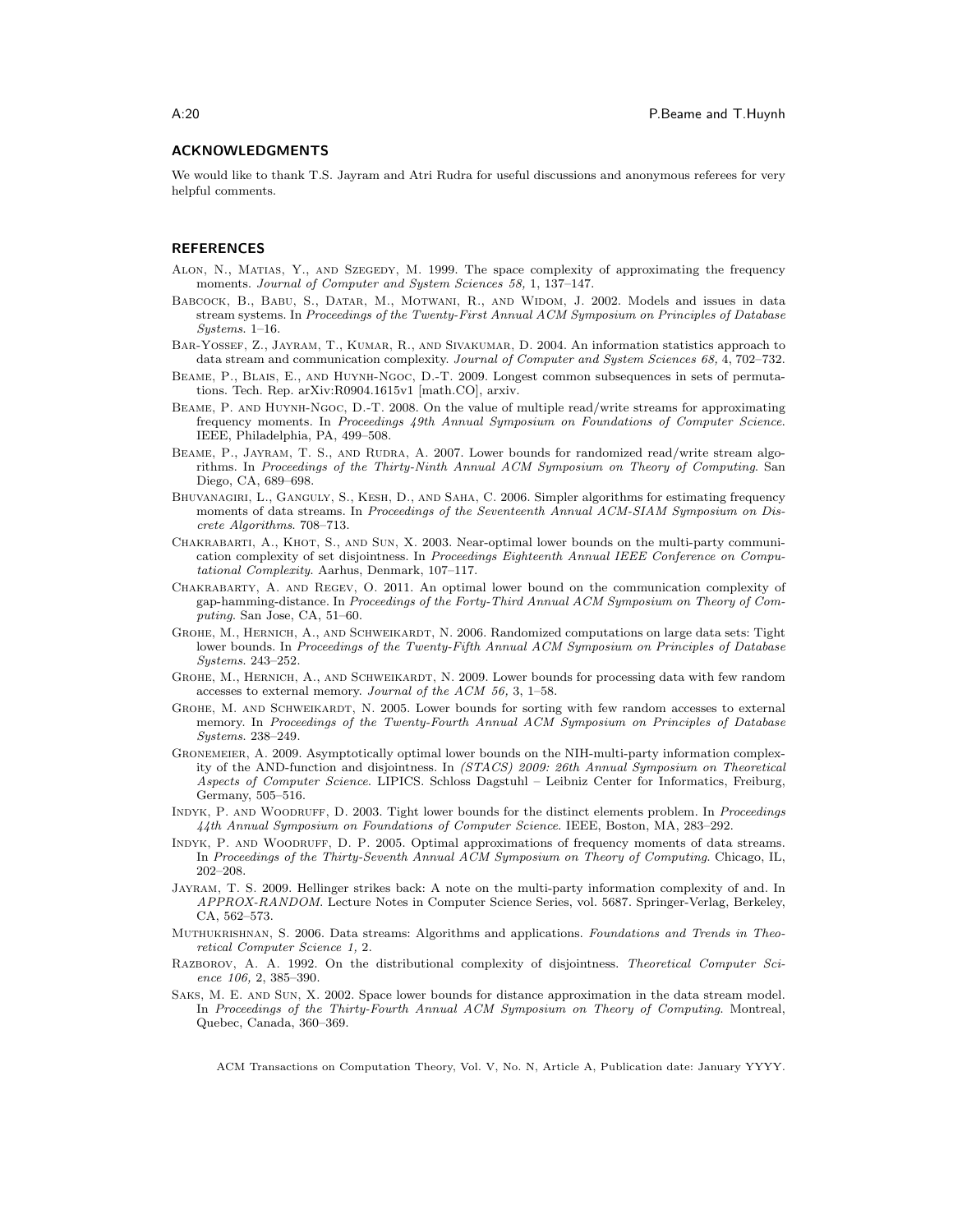## ACKNOWLEDGMENTS

We would like to thank T.S. Jayram and Atri Rudra for useful discussions and anonymous referees for very helpful comments.

## REFERENCES

Alon, N., Matias, Y., and Szegedy, M. 1999. The space complexity of approximating the frequency moments. *Journal of Computer and System Sciences 58,* 1, 137–147.

Babcock, B., Babu, S., Datar, M., Motwani, R., and Widom, J. 2002. Models and issues in data stream systems. In *Proceedings of the Twenty-First Annual ACM Symposium on Principles of Database Systems*. 1–16.

Bar-Yossef, Z., Jayram, T., Kumar, R., and Sivakumar, D. 2004. An information statistics approach to data stream and communication complexity. *Journal of Computer and System Sciences 68,* 4, 702–732.

Beame, P., Blais, E., and Huynh-Ngoc, D.-T. 2009. Longest common subsequences in sets of permutations. Tech. Rep. arXiv:R0904.1615v1 [math.CO], arxiv.

Beame, P. and Huynh-Ngoc, D.-T. 2008. On the value of multiple read/write streams for approximating frequency moments. In *Proceedings 49th Annual Symposium on Foundations of Computer Science*. IEEE, Philadelphia, PA, 499–508.

Beame, P., Jayram, T. S., and Rudra, A. 2007. Lower bounds for randomized read/write stream algorithms. In *Proceedings of the Thirty-Ninth Annual ACM Symposium on Theory of Computing*. San Diego, CA, 689–698.

Bhuvanagiri, L., Ganguly, S., Kesh, D., and Saha, C. 2006. Simpler algorithms for estimating frequency moments of data streams. In *Proceedings of the Seventeenth Annual ACM-SIAM Symposium on Discrete Algorithms*. 708–713.

Chakrabarti, A., Khot, S., and Sun, X. 2003. Near-optimal lower bounds on the multi-party communication complexity of set disjointness. In *Proceedings Eighteenth Annual IEEE Conference on Computational Complexity*. Aarhus, Denmark, 107–117.

Chakrabarty, A. and Regev, O. 2011. An optimal lower bound on the communication complexity of gap-hamming-distance. In *Proceedings of the Forty-Third Annual ACM Symposium on Theory of Computing*. San Jose, CA, 51–60.

Grohe, M., Hernich, A., and Schweikardt, N. 2006. Randomized computations on large data sets: Tight lower bounds. In *Proceedings of the Twenty-Fifth Annual ACM Symposium on Principles of Database Systems*. 243–252.

Grohe, M., Hernich, A., and Schweikardt, N. 2009. Lower bounds for processing data with few random accesses to external memory. *Journal of the ACM 56,* 3, 1–58.

Grohe, M. and Schweikardt, N. 2005. Lower bounds for sorting with few random accesses to external memory. In *Proceedings of the Twenty-Fourth Annual ACM Symposium on Principles of Database Systems*. 238–249.

Gronemeier, A. 2009. Asymptotically optimal lower bounds on the NIH-multi-party information complexity of the AND-function and disjointness. In *(STACS) 2009: 26th Annual Symposium on Theoretical Aspects of Computer Science*. LIPICS. Schloss Dagstuhl – Leibniz Center for Informatics, Freiburg, Germany, 505–516.

Indyk, P. and Woodruff, D. 2003. Tight lower bounds for the distinct elements problem. In *Proceedings 44th Annual Symposium on Foundations of Computer Science*. IEEE, Boston, MA, 283–292.

Indyk, P. and Woodruff, D. P. 2005. Optimal approximations of frequency moments of data streams. In *Proceedings of the Thirty-Seventh Annual ACM Symposium on Theory of Computing*. Chicago, IL, 202–208.

Jayram, T. S. 2009. Hellinger strikes back: A note on the multi-party information complexity of and. In *APPROX-RANDOM*. Lecture Notes in Computer Science Series, vol. 5687. Springer-Verlag, Berkeley, CA, 562–573.

Muthukrishnan, S. 2006. Data streams: Algorithms and applications. *Foundations and Trends in Theoretical Computer Science 1,* 2.

Razborov, A. A. 1992. On the distributional complexity of disjointness. *Theoretical Computer Science 106,* 2, 385–390.

Saks, M. E. and Sun, X. 2002. Space lower bounds for distance approximation in the data stream model. In *Proceedings of the Thirty-Fourth Annual ACM Symposium on Theory of Computing*. Montreal, Quebec, Canada, 360–369.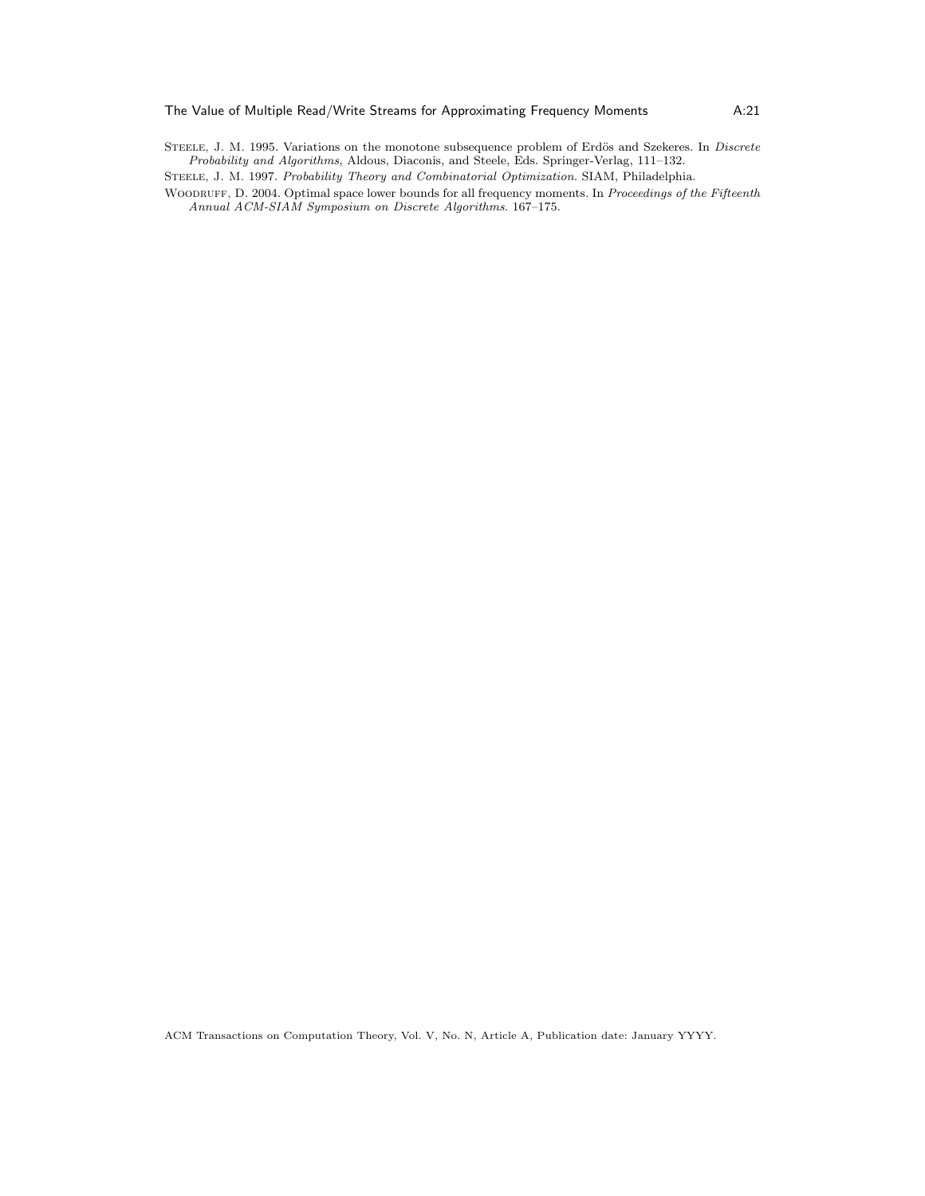Steele, J. M. 1995. Variations on the monotone subsequence problem of Erdös and Szekeres. In *Discrete Probability and Algorithms*, Aldous, Diaconis, and Steele, Eds. Springer-Verlag, 111–132.

Steele, J. M. 1997. *Probability Theory and Combinatorial Optimization*. SIAM, Philadelphia.

Woodruff, D. 2004. Optimal space lower bounds for all frequency moments. In *Proceedings of the Fifteenth Annual ACM-SIAM Symposium on Discrete Algorithms*. 167–175.